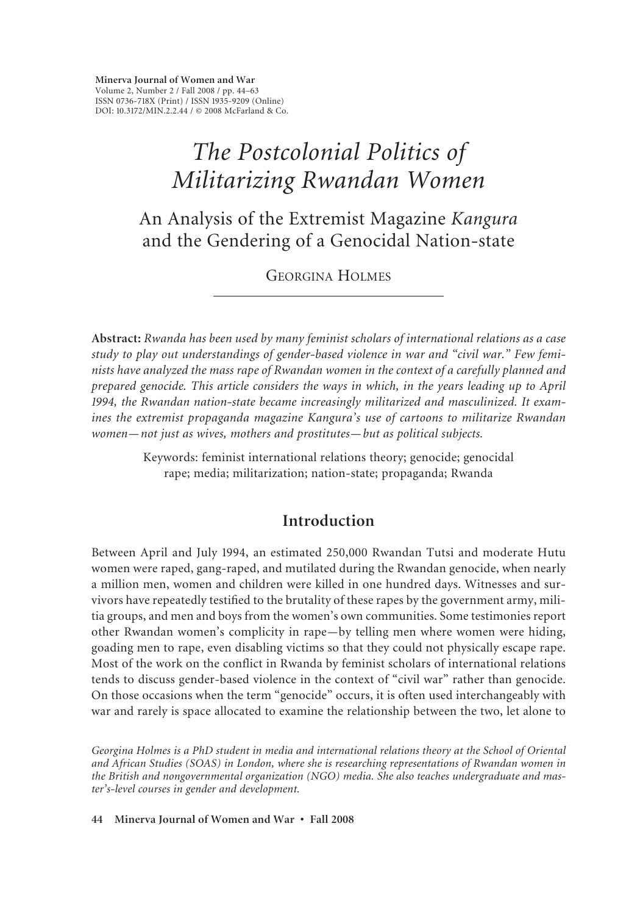Minerva Journal of Women and War
Volume 2, Number 2 / Fall 2008 / pp. 44–63
ISSN 0736-718X (Print) / ISSN 1935-9209 (Online)
DOI: 10.3172/MIN.2.2.44 / © 2008 McFarland & Co.

# *The Postcolonial Politics of Militarizing Rwandan Women*

## An Analysis of the Extremist Magazine *Kangura* and the Gendering of a Genocidal Nation-state

GEORGINA HOLMES

**Abstract:** *Rwanda has been used by many feminist scholars of international relations as a case study to play out understandings of gender-based violence in war and "civil war." Few feminists have analyzed the mass rape of Rwandan women in the context of a carefully planned and prepared genocide. This article considers the ways in which, in the years leading up to April 1994, the Rwandan nation-state became increasingly militarized and masculinized. It examines the extremist propaganda magazine Kangura's use of cartoons to militarize Rwandan women—not just as wives, mothers and prostitutes—but as political subjects.*

Keywords: feminist international relations theory; genocide; genocidal rape; media; militarization; nation-state; propaganda; Rwanda

## Introduction

Between April and July 1994, an estimated 250,000 Rwandan Tutsi and moderate Hutu women were raped, gang-raped, and mutilated during the Rwandan genocide, when nearly a million men, women and children were killed in one hundred days. Witnesses and survivors have repeatedly testified to the brutality of these rapes by the government army, militia groups, and men and boys from the women's own communities. Some testimonies report other Rwandan women's complicity in rape—by telling men where women were hiding, goading men to rape, even disabling victims so that they could not physically escape rape. Most of the work on the conflict in Rwanda by feminist scholars of international relations tends to discuss gender-based violence in the context of "civil war" rather than genocide. On those occasions when the term "genocide" occurs, it is often used interchangeably with war and rarely is space allocated to examine the relationship between the two, let alone to

*Georgina Holmes is a PhD student in media and international relations theory at the School of Oriental and African Studies (SOAS) in London, where she is researching representations of Rwandan women in the British and nongovernmental organization (NGO) media. She also teaches undergraduate and master's-level courses in gender and development.*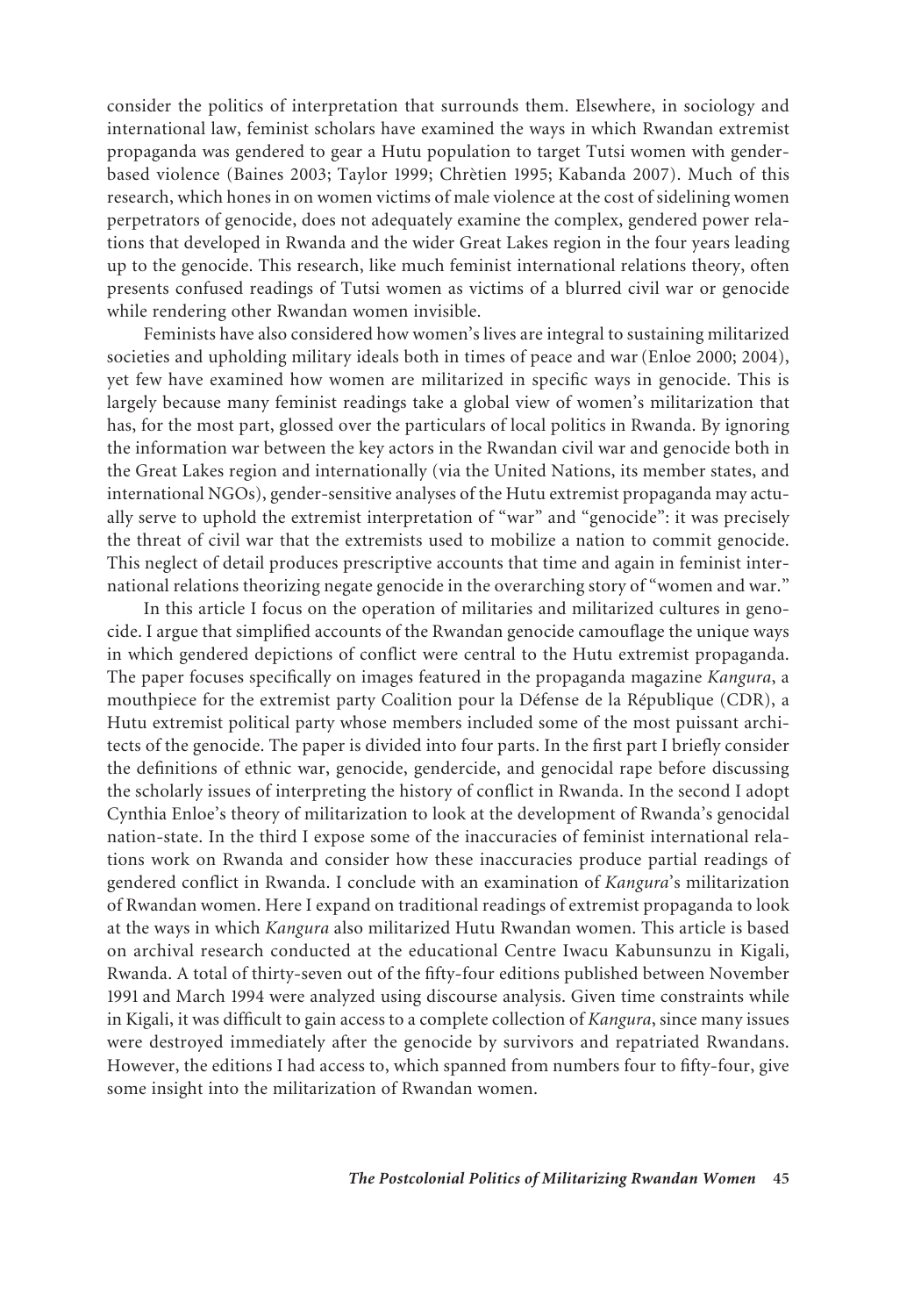consider the politics of interpretation that surrounds them. Elsewhere, in sociology and international law, feminist scholars have examined the ways in which Rwandan extremist propaganda was gendered to gear a Hutu population to target Tutsi women with gender-based violence (Baines 2003; Taylor 1999; Chrètien 1995; Kabanda 2007). Much of this research, which hones in on women victims of male violence at the cost of sidelining women perpetrators of genocide, does not adequately examine the complex, gendered power relations that developed in Rwanda and the wider Great Lakes region in the four years leading up to the genocide. This research, like much feminist international relations theory, often presents confused readings of Tutsi women as victims of a blurred civil war or genocide while rendering other Rwandan women invisible.

Feminists have also considered how women's lives are integral to sustaining militarized societies and upholding military ideals both in times of peace and war (Enloe 2000; 2004), yet few have examined how women are militarized in specific ways in genocide. This is largely because many feminist readings take a global view of women's militarization that has, for the most part, glossed over the particulars of local politics in Rwanda. By ignoring the information war between the key actors in the Rwandan civil war and genocide both in the Great Lakes region and internationally (via the United Nations, its member states, and international NGOs), gender-sensitive analyses of the Hutu extremist propaganda may actually serve to uphold the extremist interpretation of "war" and "genocide": it was precisely the threat of civil war that the extremists used to mobilize a nation to commit genocide. This neglect of detail produces prescriptive accounts that time and again in feminist international relations theorizing negate genocide in the overarching story of "women and war."

In this article I focus on the operation of militaries and militarized cultures in genocide. I argue that simplified accounts of the Rwandan genocide camouflage the unique ways in which gendered depictions of conflict were central to the Hutu extremist propaganda. The paper focuses specifically on images featured in the propaganda magazine *Kangura*, a mouthpiece for the extremist party Coalition pour la Défense de la République (CDR), a Hutu extremist political party whose members included some of the most puissant architects of the genocide. The paper is divided into four parts. In the first part I briefly consider the definitions of ethnic war, genocide, gendercide, and genocidal rape before discussing the scholarly issues of interpreting the history of conflict in Rwanda. In the second I adopt Cynthia Enloe's theory of militarization to look at the development of Rwanda's genocidal nation-state. In the third I expose some of the inaccuracies of feminist international relations work on Rwanda and consider how these inaccuracies produce partial readings of gendered conflict in Rwanda. I conclude with an examination of *Kangura*'s militarization of Rwandan women. Here I expand on traditional readings of extremist propaganda to look at the ways in which *Kangura* also militarized Hutu Rwandan women. This article is based on archival research conducted at the educational Centre Iwacu Kabunsunzu in Kigali, Rwanda. A total of thirty-seven out of the fifty-four editions published between November 1991 and March 1994 were analyzed using discourse analysis. Given time constraints while in Kigali, it was difficult to gain access to a complete collection of *Kangura*, since many issues were destroyed immediately after the genocide by survivors and repatriated Rwandans. However, the editions I had access to, which spanned from numbers four to fifty-four, give some insight into the militarization of Rwandan women.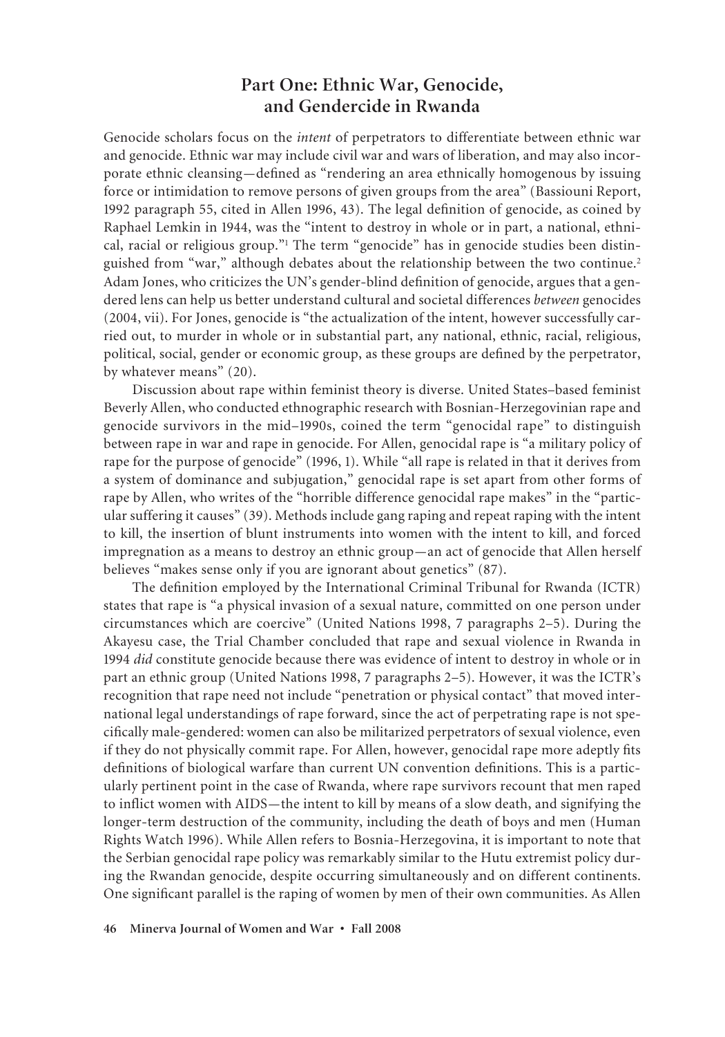## Part One: Ethnic War, Genocide, and Gendercide in Rwanda

Genocide scholars focus on the *intent* of perpetrators to differentiate between ethnic war and genocide. Ethnic war may include civil war and wars of liberation, and may also incorporate ethnic cleansing—defined as "rendering an area ethnically homogenous by issuing force or intimidation to remove persons of given groups from the area" (Bassiouni Report, 1992 paragraph 55, cited in Allen 1996, 43). The legal definition of genocide, as coined by Raphael Lemkin in 1944, was the "intent to destroy in whole or in part, a national, ethnical, racial or religious group."[1] The term "genocide" has in genocide studies been distinguished from "war," although debates about the relationship between the two continue.[2] Adam Jones, who criticizes the UN's gender-blind definition of genocide, argues that a gendered lens can help us better understand cultural and societal differences *between* genocides (2004, vii). For Jones, genocide is "the actualization of the intent, however successfully carried out, to murder in whole or in substantial part, any national, ethnic, racial, religious, political, social, gender or economic group, as these groups are defined by the perpetrator, by whatever means" (20).

Discussion about rape within feminist theory is diverse. United States–based feminist Beverly Allen, who conducted ethnographic research with Bosnian-Herzegovinian rape and genocide survivors in the mid–1990s, coined the term "genocidal rape" to distinguish between rape in war and rape in genocide. For Allen, genocidal rape is "a military policy of rape for the purpose of genocide" (1996, 1). While "all rape is related in that it derives from a system of dominance and subjugation," genocidal rape is set apart from other forms of rape by Allen, who writes of the "horrible difference genocidal rape makes" in the "particular suffering it causes" (39). Methods include gang raping and repeat raping with the intent to kill, the insertion of blunt instruments into women with the intent to kill, and forced impregnation as a means to destroy an ethnic group—an act of genocide that Allen herself believes "makes sense only if you are ignorant about genetics" (87).

The definition employed by the International Criminal Tribunal for Rwanda (ICTR) states that rape is "a physical invasion of a sexual nature, committed on one person under circumstances which are coercive" (United Nations 1998, 7 paragraphs 2–5). During the Akayesu case, the Trial Chamber concluded that rape and sexual violence in Rwanda in 1994 *did* constitute genocide because there was evidence of intent to destroy in whole or in part an ethnic group (United Nations 1998, 7 paragraphs 2–5). However, it was the ICTR's recognition that rape need not include "penetration or physical contact" that moved international legal understandings of rape forward, since the act of perpetrating rape is not specifically male-gendered: women can also be militarized perpetrators of sexual violence, even if they do not physically commit rape. For Allen, however, genocidal rape more adeptly fits definitions of biological warfare than current UN convention definitions. This is a particularly pertinent point in the case of Rwanda, where rape survivors recount that men raped to inflict women with AIDS—the intent to kill by means of a slow death, and signifying the longer-term destruction of the community, including the death of boys and men (Human Rights Watch 1996). While Allen refers to Bosnia-Herzegovina, it is important to note that the Serbian genocidal rape policy was remarkably similar to the Hutu extremist policy during the Rwandan genocide, despite occurring simultaneously and on different continents. One significant parallel is the raping of women by men of their own communities. As Allen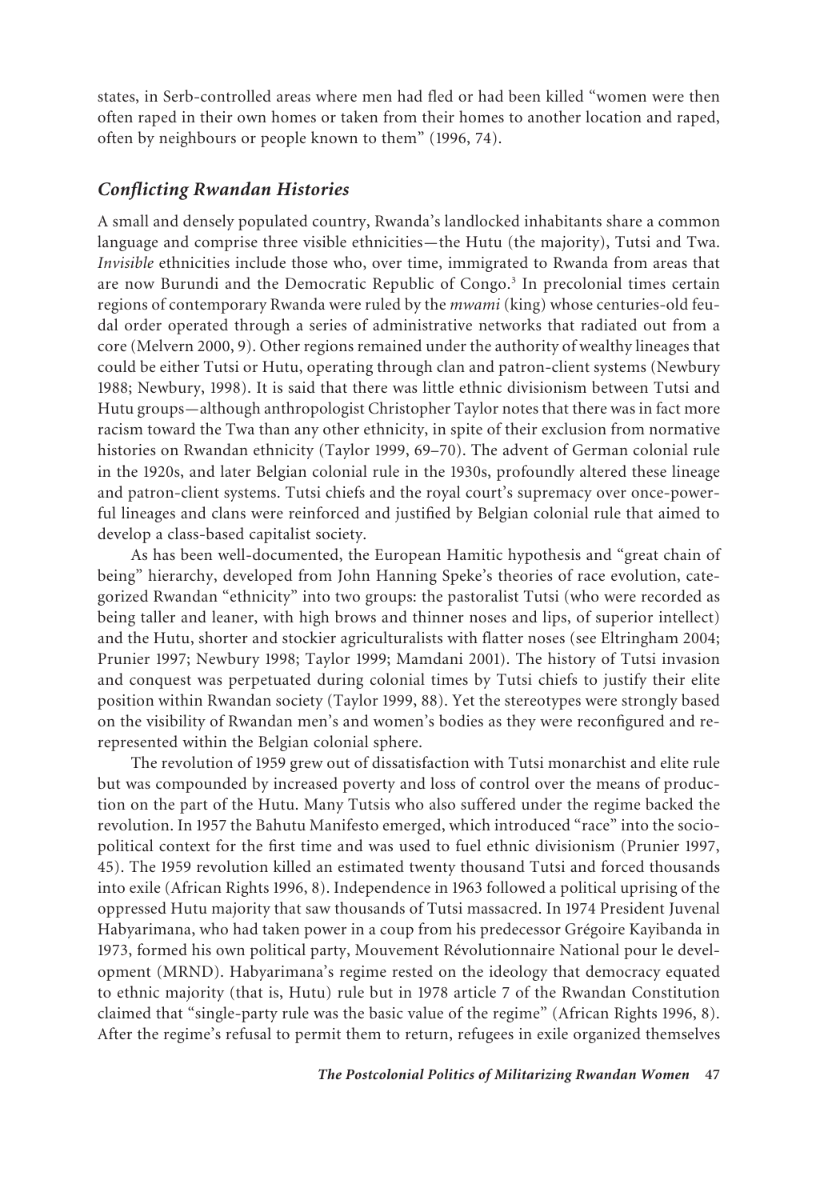states, in Serb-controlled areas where men had fled or had been killed "women were then often raped in their own homes or taken from their homes to another location and raped, often by neighbours or people known to them" (1996, 74).

### *Conflicting Rwandan Histories*

A small and densely populated country, Rwanda's landlocked inhabitants share a common language and comprise three visible ethnicities—the Hutu (the majority), Tutsi and Twa. *Invisible* ethnicities include those who, over time, immigrated to Rwanda from areas that are now Burundi and the Democratic Republic of Congo.[3] In precolonial times certain regions of contemporary Rwanda were ruled by the *mwami* (king) whose centuries-old feudal order operated through a series of administrative networks that radiated out from a core (Melvern 2000, 9). Other regions remained under the authority of wealthy lineages that could be either Tutsi or Hutu, operating through clan and patron-client systems (Newbury 1988; Newbury, 1998). It is said that there was little ethnic divisionism between Tutsi and Hutu groups—although anthropologist Christopher Taylor notes that there was in fact more racism toward the Twa than any other ethnicity, in spite of their exclusion from normative histories on Rwandan ethnicity (Taylor 1999, 69–70). The advent of German colonial rule in the 1920s, and later Belgian colonial rule in the 1930s, profoundly altered these lineage and patron-client systems. Tutsi chiefs and the royal court's supremacy over once-powerful lineages and clans were reinforced and justified by Belgian colonial rule that aimed to develop a class-based capitalist society.

As has been well-documented, the European Hamitic hypothesis and "great chain of being" hierarchy, developed from John Hanning Speke's theories of race evolution, categorized Rwandan "ethnicity" into two groups: the pastoralist Tutsi (who were recorded as being taller and leaner, with high brows and thinner noses and lips, of superior intellect) and the Hutu, shorter and stockier agriculturalists with flatter noses (see Eltringham 2004; Prunier 1997; Newbury 1998; Taylor 1999; Mamdani 2001). The history of Tutsi invasion and conquest was perpetuated during colonial times by Tutsi chiefs to justify their elite position within Rwandan society (Taylor 1999, 88). Yet the stereotypes were strongly based on the visibility of Rwandan men's and women's bodies as they were reconfigured and re-represented within the Belgian colonial sphere.

The revolution of 1959 grew out of dissatisfaction with Tutsi monarchist and elite rule but was compounded by increased poverty and loss of control over the means of production on the part of the Hutu. Many Tutsis who also suffered under the regime backed the revolution. In 1957 the Bahutu Manifesto emerged, which introduced "race" into the sociopolitical context for the first time and was used to fuel ethnic divisionism (Prunier 1997, 45). The 1959 revolution killed an estimated twenty thousand Tutsi and forced thousands into exile (African Rights 1996, 8). Independence in 1963 followed a political uprising of the oppressed Hutu majority that saw thousands of Tutsi massacred. In 1974 President Juvenal Habyarimana, who had taken power in a coup from his predecessor Grégoire Kayibanda in 1973, formed his own political party, Mouvement Révolutionnaire National pour le development (MRND). Habyarimana's regime rested on the ideology that democracy equated to ethnic majority (that is, Hutu) rule but in 1978 article 7 of the Rwandan Constitution claimed that "single-party rule was the basic value of the regime" (African Rights 1996, 8). After the regime's refusal to permit them to return, refugees in exile organized themselves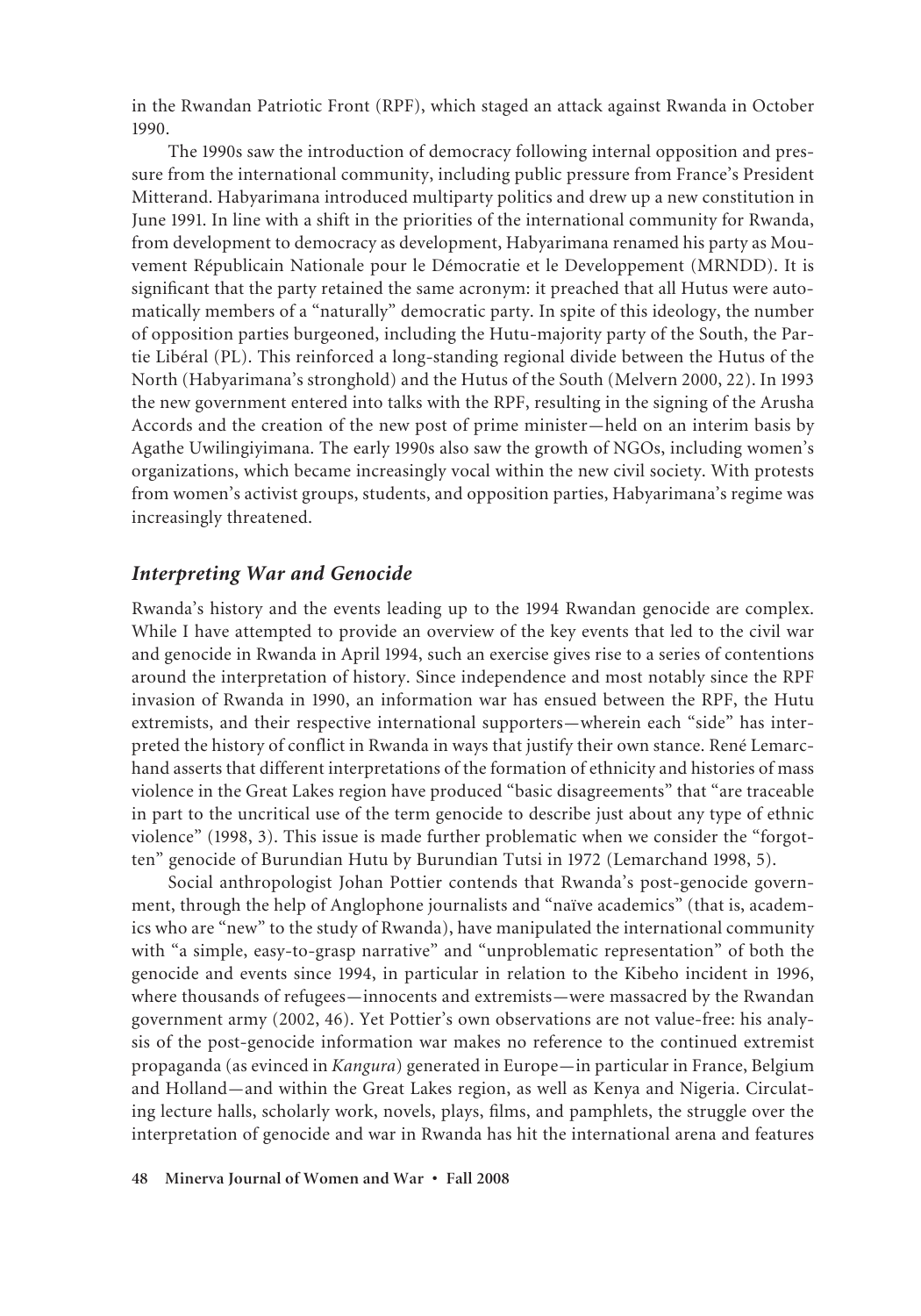in the Rwandan Patriotic Front (RPF), which staged an attack against Rwanda in October 1990.

The 1990s saw the introduction of democracy following internal opposition and pressure from the international community, including public pressure from France's President Mitterand. Habyarimana introduced multiparty politics and drew up a new constitution in June 1991. In line with a shift in the priorities of the international community for Rwanda, from development to democracy as development, Habyarimana renamed his party as Mouvement Républicain Nationale pour le Démocratie et le Developpement (MRNDD). It is significant that the party retained the same acronym: it preached that all Hutus were automatically members of a "naturally" democratic party. In spite of this ideology, the number of opposition parties burgeoned, including the Hutu-majority party of the South, the Partie Libéral (PL). This reinforced a long-standing regional divide between the Hutus of the North (Habyarimana's stronghold) and the Hutus of the South (Melvern 2000, 22). In 1993 the new government entered into talks with the RPF, resulting in the signing of the Arusha Accords and the creation of the new post of prime minister—held on an interim basis by Agathe Uwilingiyimana. The early 1990s also saw the growth of NGOs, including women's organizations, which became increasingly vocal within the new civil society. With protests from women's activist groups, students, and opposition parties, Habyarimana's regime was increasingly threatened.

## *Interpreting War and Genocide*

Rwanda's history and the events leading up to the 1994 Rwandan genocide are complex. While I have attempted to provide an overview of the key events that led to the civil war and genocide in Rwanda in April 1994, such an exercise gives rise to a series of contentions around the interpretation of history. Since independence and most notably since the RPF invasion of Rwanda in 1990, an information war has ensued between the RPF, the Hutu extremists, and their respective international supporters—wherein each "side" has interpreted the history of conflict in Rwanda in ways that justify their own stance. René Lemarchand asserts that different interpretations of the formation of ethnicity and histories of mass violence in the Great Lakes region have produced "basic disagreements" that "are traceable in part to the uncritical use of the term genocide to describe just about any type of ethnic violence" (1998, 3). This issue is made further problematic when we consider the "forgotten" genocide of Burundian Hutu by Burundian Tutsi in 1972 (Lemarchand 1998, 5).

Social anthropologist Johan Pottier contends that Rwanda's post-genocide government, through the help of Anglophone journalists and "naïve academics" (that is, academics who are "new" to the study of Rwanda), have manipulated the international community with "a simple, easy-to-grasp narrative" and "unproblematic representation" of both the genocide and events since 1994, in particular in relation to the Kibeho incident in 1996, where thousands of refugees—innocents and extremists—were massacred by the Rwandan government army (2002, 46). Yet Pottier's own observations are not value-free: his analysis of the post-genocide information war makes no reference to the continued extremist propaganda (as evinced in *Kangura*) generated in Europe—in particular in France, Belgium and Holland—and within the Great Lakes region, as well as Kenya and Nigeria. Circulating lecture halls, scholarly work, novels, plays, films, and pamphlets, the struggle over the interpretation of genocide and war in Rwanda has hit the international arena and features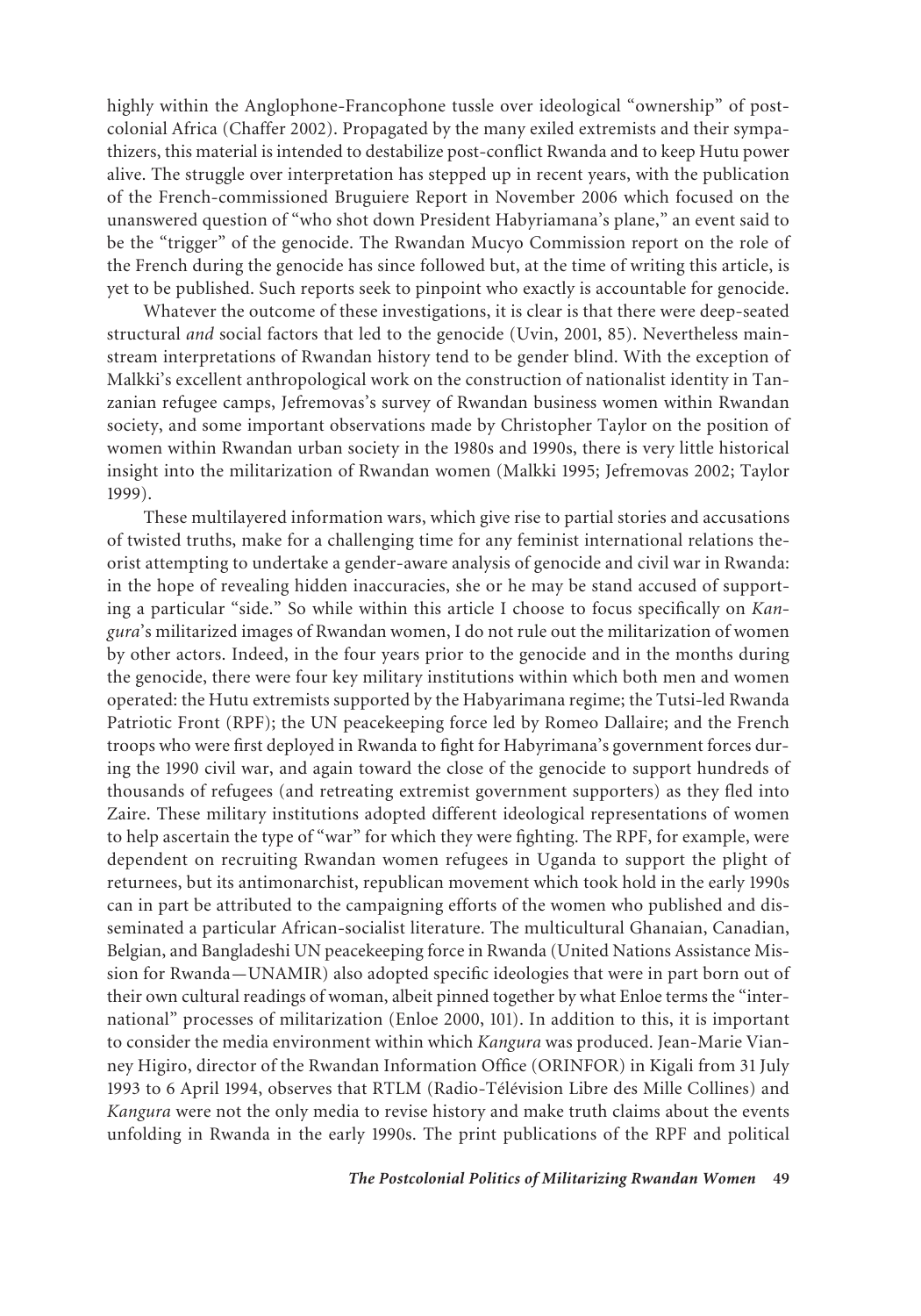highly within the Anglophone-Francophone tussle over ideological "ownership" of postcolonial Africa (Chaffer 2002). Propagated by the many exiled extremists and their sympathizers, this material is intended to destabilize post-conflict Rwanda and to keep Hutu power alive. The struggle over interpretation has stepped up in recent years, with the publication of the French-commissioned Bruguiere Report in November 2006 which focused on the unanswered question of "who shot down President Habyriamana's plane," an event said to be the "trigger" of the genocide. The Rwandan Mucyo Commission report on the role of the French during the genocide has since followed but, at the time of writing this article, is yet to be published. Such reports seek to pinpoint who exactly is accountable for genocide.

Whatever the outcome of these investigations, it is clear is that there were deep-seated structural *and* social factors that led to the genocide (Uvin, 2001, 85). Nevertheless mainstream interpretations of Rwandan history tend to be gender blind. With the exception of Malkki's excellent anthropological work on the construction of nationalist identity in Tanzanian refugee camps, Jefremovas's survey of Rwandan business women within Rwandan society, and some important observations made by Christopher Taylor on the position of women within Rwandan urban society in the 1980s and 1990s, there is very little historical insight into the militarization of Rwandan women (Malkki 1995; Jefremovas 2002; Taylor 1999).

These multilayered information wars, which give rise to partial stories and accusations of twisted truths, make for a challenging time for any feminist international relations theorist attempting to undertake a gender-aware analysis of genocide and civil war in Rwanda: in the hope of revealing hidden inaccuracies, she or he may be stand accused of supporting a particular "side." So while within this article I choose to focus specifically on *Kangura*'s militarized images of Rwandan women, I do not rule out the militarization of women by other actors. Indeed, in the four years prior to the genocide and in the months during the genocide, there were four key military institutions within which both men and women operated: the Hutu extremists supported by the Habyarimana regime; the Tutsi-led Rwanda Patriotic Front (RPF); the UN peacekeeping force led by Romeo Dallaire; and the French troops who were first deployed in Rwanda to fight for Habyrimana's government forces during the 1990 civil war, and again toward the close of the genocide to support hundreds of thousands of refugees (and retreating extremist government supporters) as they fled into Zaire. These military institutions adopted different ideological representations of women to help ascertain the type of "war" for which they were fighting. The RPF, for example, were dependent on recruiting Rwandan women refugees in Uganda to support the plight of returnees, but its antimonarchist, republican movement which took hold in the early 1990s can in part be attributed to the campaigning efforts of the women who published and disseminated a particular African-socialist literature. The multicultural Ghanaian, Canadian, Belgian, and Bangladeshi UN peacekeeping force in Rwanda (United Nations Assistance Mission for Rwanda—UNAMIR) also adopted specific ideologies that were in part born out of their own cultural readings of woman, albeit pinned together by what Enloe terms the "international" processes of militarization (Enloe 2000, 101). In addition to this, it is important to consider the media environment within which *Kangura* was produced. Jean-Marie Vianney Higiro, director of the Rwandan Information Office (ORINFOR) in Kigali from 31 July 1993 to 6 April 1994, observes that RTLM (Radio-Télévision Libre des Mille Collines) and *Kangura* were not the only media to revise history and make truth claims about the events unfolding in Rwanda in the early 1990s. The print publications of the RPF and political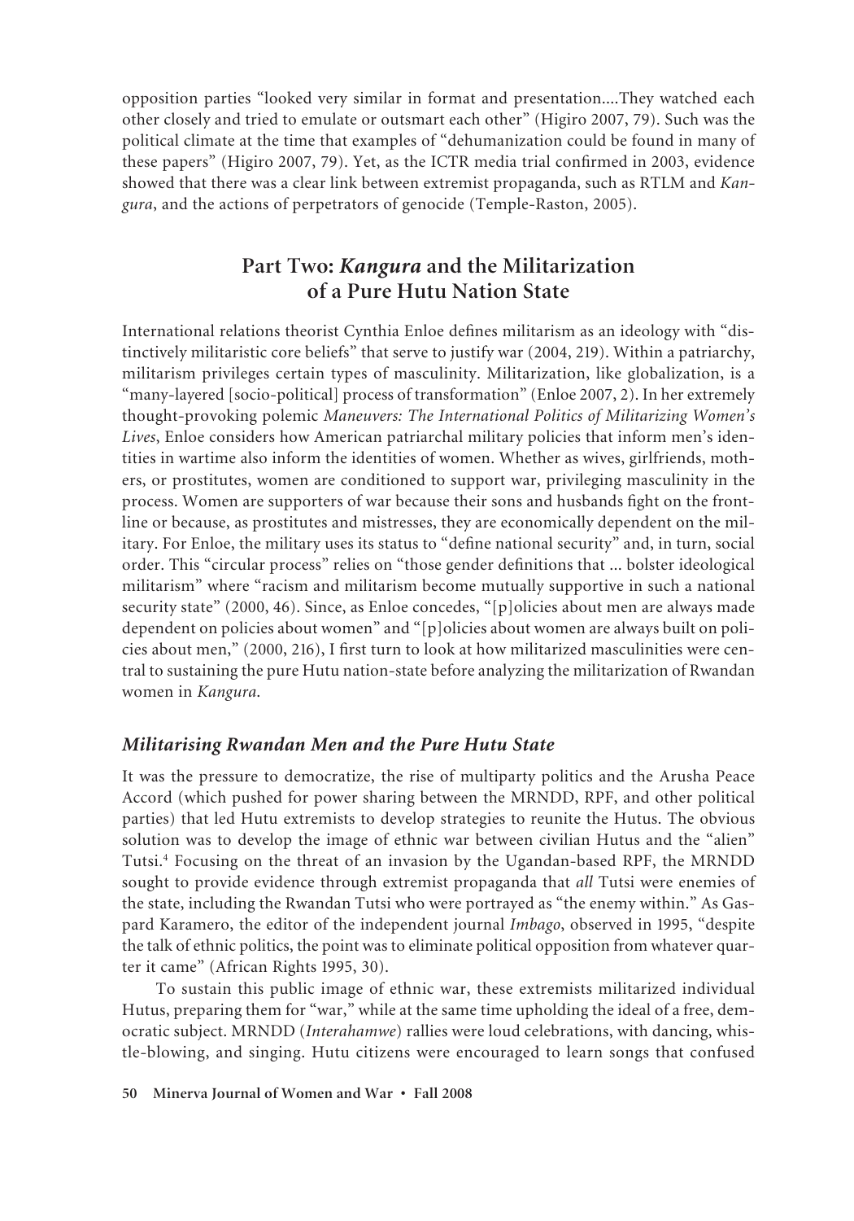opposition parties "looked very similar in format and presentation....They watched each other closely and tried to emulate or outsmart each other" (Higiro 2007, 79). Such was the political climate at the time that examples of "dehumanization could be found in many of these papers" (Higiro 2007, 79). Yet, as the ICTR media trial confirmed in 2003, evidence showed that there was a clear link between extremist propaganda, such as RTLM and *Kangura*, and the actions of perpetrators of genocide (Temple-Raston, 2005).

## Part Two: *Kangura* and the Militarization of a Pure Hutu Nation State

International relations theorist Cynthia Enloe defines militarism as an ideology with "distinctively militaristic core beliefs" that serve to justify war (2004, 219). Within a patriarchy, militarism privileges certain types of masculinity. Militarization, like globalization, is a "many-layered [socio-political] process of transformation" (Enloe 2007, 2). In her extremely thought-provoking polemic *Maneuvers: The International Politics of Militarizing Women's Lives*, Enloe considers how American patriarchal military policies that inform men's identities in wartime also inform the identities of women. Whether as wives, girlfriends, mothers, or prostitutes, women are conditioned to support war, privileging masculinity in the process. Women are supporters of war because their sons and husbands fight on the frontline or because, as prostitutes and mistresses, they are economically dependent on the military. For Enloe, the military uses its status to "define national security" and, in turn, social order. This "circular process" relies on "those gender definitions that ... bolster ideological militarism" where "racism and militarism become mutually supportive in such a national security state" (2000, 46). Since, as Enloe concedes, "[p]olicies about men are always made dependent on policies about women" and "[p]olicies about women are always built on policies about men," (2000, 216), I first turn to look at how militarized masculinities were central to sustaining the pure Hutu nation-state before analyzing the militarization of Rwandan women in *Kangura*.

### *Militarising Rwandan Men and the Pure Hutu State*

It was the pressure to democratize, the rise of multiparty politics and the Arusha Peace Accord (which pushed for power sharing between the MRNDD, RPF, and other political parties) that led Hutu extremists to develop strategies to reunite the Hutus. The obvious solution was to develop the image of ethnic war between civilian Hutus and the "alien" Tutsi.[4] Focusing on the threat of an invasion by the Ugandan-based RPF, the MRNDD sought to provide evidence through extremist propaganda that *all* Tutsi were enemies of the state, including the Rwandan Tutsi who were portrayed as "the enemy within." As Gaspard Karamero, the editor of the independent journal *Imbago*, observed in 1995, "despite the talk of ethnic politics, the point was to eliminate political opposition from whatever quarter it came" (African Rights 1995, 30).

To sustain this public image of ethnic war, these extremists militarized individual Hutus, preparing them for "war," while at the same time upholding the ideal of a free, democratic subject. MRNDD (*Interahamwe*) rallies were loud celebrations, with dancing, whistle-blowing, and singing. Hutu citizens were encouraged to learn songs that confused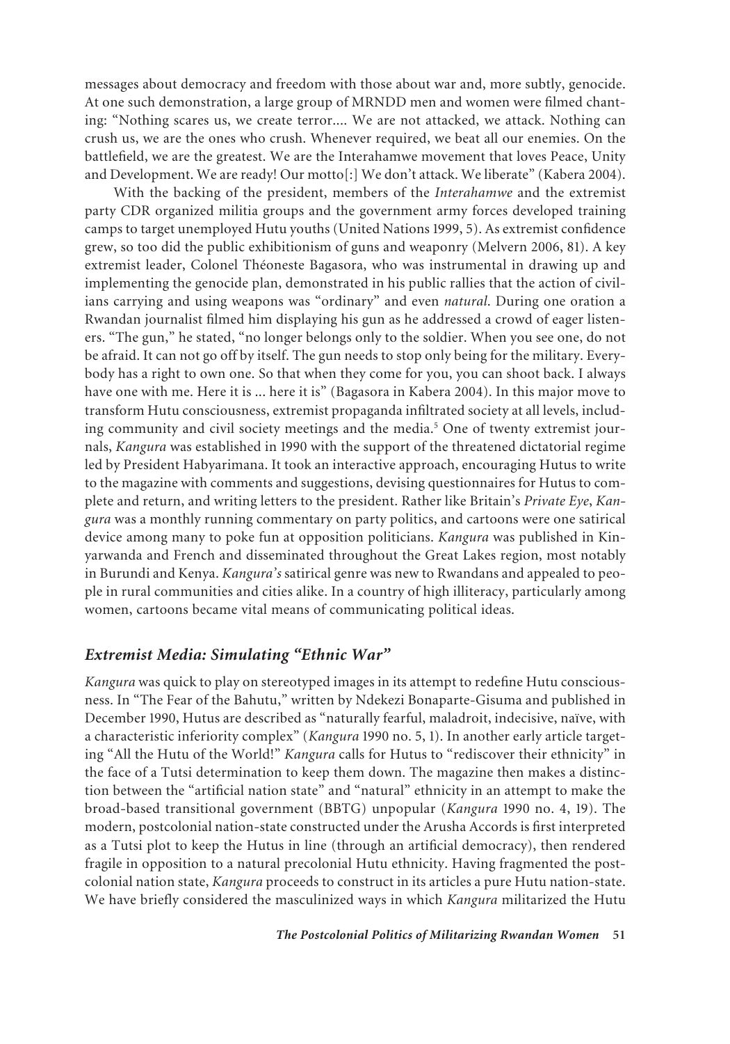messages about democracy and freedom with those about war and, more subtly, genocide. At one such demonstration, a large group of MRNDD men and women were filmed chanting: "Nothing scares us, we create terror.... We are not attacked, we attack. Nothing can crush us, we are the ones who crush. Whenever required, we beat all our enemies. On the battlefield, we are the greatest. We are the Interahamwe movement that loves Peace, Unity and Development. We are ready! Our motto[:] We don't attack. We liberate" (Kabera 2004).

With the backing of the president, members of the *Interahamwe* and the extremist party CDR organized militia groups and the government army forces developed training camps to target unemployed Hutu youths (United Nations 1999, 5). As extremist confidence grew, so too did the public exhibitionism of guns and weaponry (Melvern 2006, 81). A key extremist leader, Colonel Théoneste Bagasora, who was instrumental in drawing up and implementing the genocide plan, demonstrated in his public rallies that the action of civilians carrying and using weapons was "ordinary" and even *natural*. During one oration a Rwandan journalist filmed him displaying his gun as he addressed a crowd of eager listeners. "The gun," he stated, "no longer belongs only to the soldier. When you see one, do not be afraid. It can not go off by itself. The gun needs to stop only being for the military. Everybody has a right to own one. So that when they come for you, you can shoot back. I always have one with me. Here it is ... here it is" (Bagasora in Kabera 2004). In this major move to transform Hutu consciousness, extremist propaganda infiltrated society at all levels, including community and civil society meetings and the media.[5] One of twenty extremist journals, *Kangura* was established in 1990 with the support of the threatened dictatorial regime led by President Habyarimana. It took an interactive approach, encouraging Hutus to write to the magazine with comments and suggestions, devising questionnaires for Hutus to complete and return, and writing letters to the president. Rather like Britain's *Private Eye*, *Kangura* was a monthly running commentary on party politics, and cartoons were one satirical device among many to poke fun at opposition politicians. *Kangura* was published in Kinyarwanda and French and disseminated throughout the Great Lakes region, most notably in Burundi and Kenya. *Kangura's* satirical genre was new to Rwandans and appealed to people in rural communities and cities alike. In a country of high illiteracy, particularly among women, cartoons became vital means of communicating political ideas.

## *Extremist Media: Simulating "Ethnic War"*

*Kangura* was quick to play on stereotyped images in its attempt to redefine Hutu consciousness. In "The Fear of the Bahutu," written by Ndekezi Bonaparte-Gisuma and published in December 1990, Hutus are described as "naturally fearful, maladroit, indecisive, naïve, with a characteristic inferiority complex" (*Kangura* 1990 no. 5, 1). In another early article targeting "All the Hutu of the World!" *Kangura* calls for Hutus to "rediscover their ethnicity" in the face of a Tutsi determination to keep them down. The magazine then makes a distinction between the "artificial nation state" and "natural" ethnicity in an attempt to make the broad-based transitional government (BBTG) unpopular (*Kangura* 1990 no. 4, 19). The modern, postcolonial nation-state constructed under the Arusha Accords is first interpreted as a Tutsi plot to keep the Hutus in line (through an artificial democracy), then rendered fragile in opposition to a natural precolonial Hutu ethnicity. Having fragmented the postcolonial nation state, *Kangura* proceeds to construct in its articles a pure Hutu nation-state. We have briefly considered the masculinized ways in which *Kangura* militarized the Hutu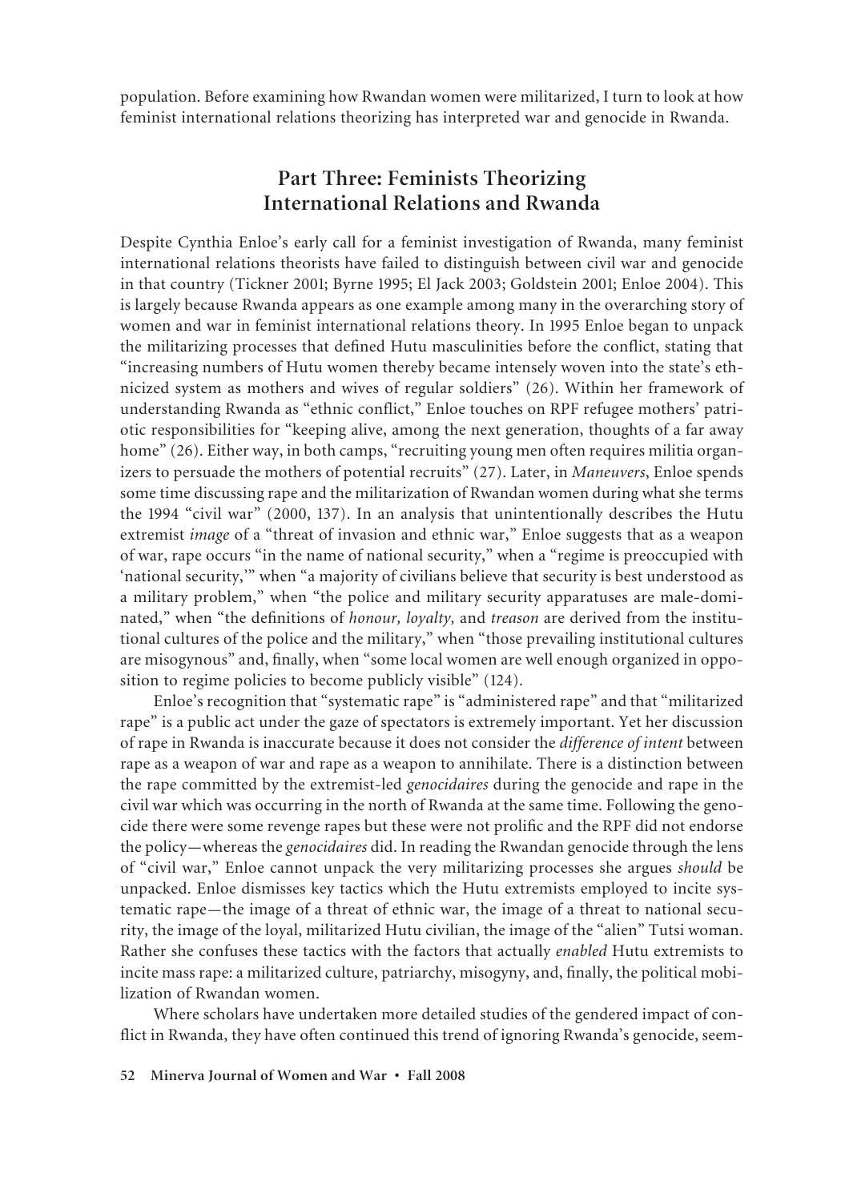population. Before examining how Rwandan women were militarized, I turn to look at how feminist international relations theorizing has interpreted war and genocide in Rwanda.

## Part Three: Feminists Theorizing International Relations and Rwanda

Despite Cynthia Enloe's early call for a feminist investigation of Rwanda, many feminist international relations theorists have failed to distinguish between civil war and genocide in that country (Tickner 2001; Byrne 1995; El Jack 2003; Goldstein 2001; Enloe 2004). This is largely because Rwanda appears as one example among many in the overarching story of women and war in feminist international relations theory. In 1995 Enloe began to unpack the militarizing processes that defined Hutu masculinities before the conflict, stating that "increasing numbers of Hutu women thereby became intensely woven into the state's ethnicized system as mothers and wives of regular soldiers" (26). Within her framework of understanding Rwanda as "ethnic conflict," Enloe touches on RPF refugee mothers' patriotic responsibilities for "keeping alive, among the next generation, thoughts of a far away home" (26). Either way, in both camps, "recruiting young men often requires militia organizers to persuade the mothers of potential recruits" (27). Later, in *Maneuvers*, Enloe spends some time discussing rape and the militarization of Rwandan women during what she terms the 1994 "civil war" (2000, 137). In an analysis that unintentionally describes the Hutu extremist *image* of a "threat of invasion and ethnic war," Enloe suggests that as a weapon of war, rape occurs "in the name of national security," when a "regime is preoccupied with 'national security,'" when "a majority of civilians believe that security is best understood as a military problem," when "the police and military security apparatuses are male-dominated," when "the definitions of *honour, loyalty,* and *treason* are derived from the institutional cultures of the police and the military," when "those prevailing institutional cultures are misogynous" and, finally, when "some local women are well enough organized in opposition to regime policies to become publicly visible" (124).

Enloe's recognition that "systematic rape" is "administered rape" and that "militarized rape" is a public act under the gaze of spectators is extremely important. Yet her discussion of rape in Rwanda is inaccurate because it does not consider the *difference of intent* between rape as a weapon of war and rape as a weapon to annihilate. There is a distinction between the rape committed by the extremist-led *genocidaires* during the genocide and rape in the civil war which was occurring in the north of Rwanda at the same time. Following the genocide there were some revenge rapes but these were not prolific and the RPF did not endorse the policy—whereas the *genocidaires* did. In reading the Rwandan genocide through the lens of "civil war," Enloe cannot unpack the very militarizing processes she argues *should* be unpacked. Enloe dismisses key tactics which the Hutu extremists employed to incite systematic rape—the image of a threat of ethnic war, the image of a threat to national security, the image of the loyal, militarized Hutu civilian, the image of the "alien" Tutsi woman. Rather she confuses these tactics with the factors that actually *enabled* Hutu extremists to incite mass rape: a militarized culture, patriarchy, misogyny, and, finally, the political mobilization of Rwandan women.

Where scholars have undertaken more detailed studies of the gendered impact of conflict in Rwanda, they have often continued this trend of ignoring Rwanda's genocide, seem-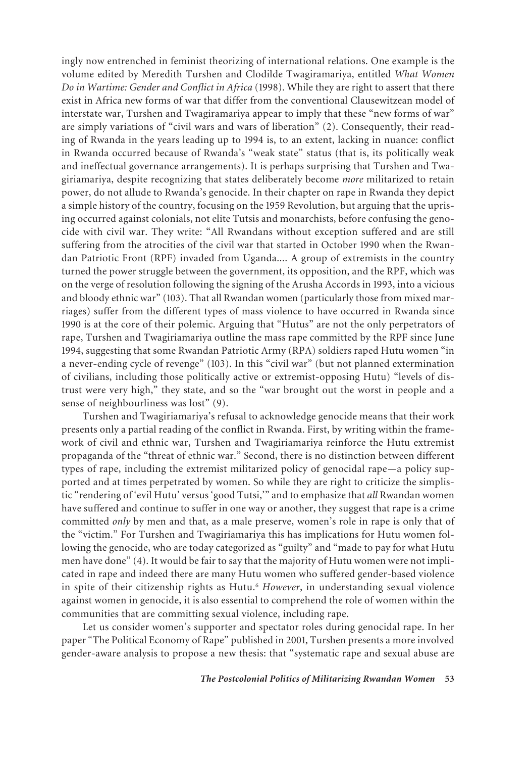ingly now entrenched in feminist theorizing of international relations. One example is the volume edited by Meredith Turshen and Clodilde Twagiramariya, entitled *What Women Do in Wartime: Gender and Conflict in Africa* (1998). While they are right to assert that there exist in Africa new forms of war that differ from the conventional Clausewitzean model of interstate war, Turshen and Twagiramariya appear to imply that these "new forms of war" are simply variations of "civil wars and wars of liberation" (2). Consequently, their reading of Rwanda in the years leading up to 1994 is, to an extent, lacking in nuance: conflict in Rwanda occurred because of Rwanda's "weak state" status (that is, its politically weak and ineffectual governance arrangements). It is perhaps surprising that Turshen and Twagiriamariya, despite recognizing that states deliberately become *more* militarized to retain power, do not allude to Rwanda's genocide. In their chapter on rape in Rwanda they depict a simple history of the country, focusing on the 1959 Revolution, but arguing that the uprising occurred against colonials, not elite Tutsis and monarchists, before confusing the genocide with civil war. They write: "All Rwandans without exception suffered and are still suffering from the atrocities of the civil war that started in October 1990 when the Rwandan Patriotic Front (RPF) invaded from Uganda.... A group of extremists in the country turned the power struggle between the government, its opposition, and the RPF, which was on the verge of resolution following the signing of the Arusha Accords in 1993, into a vicious and bloody ethnic war" (103). That all Rwandan women (particularly those from mixed marriages) suffer from the different types of mass violence to have occurred in Rwanda since 1990 is at the core of their polemic. Arguing that "Hutus" are not the only perpetrators of rape, Turshen and Twagiriamariya outline the mass rape committed by the RPF since June 1994, suggesting that some Rwandan Patriotic Army (RPA) soldiers raped Hutu women "in a never-ending cycle of revenge" (103). In this "civil war" (but not planned extermination of civilians, including those politically active or extremist-opposing Hutu) "levels of distrust were very high," they state, and so the "war brought out the worst in people and a sense of neighbourliness was lost" (9).

Turshen and Twagiriamariya's refusal to acknowledge genocide means that their work presents only a partial reading of the conflict in Rwanda. First, by writing within the framework of civil and ethnic war, Turshen and Twagiriamariya reinforce the Hutu extremist propaganda of the "threat of ethnic war." Second, there is no distinction between different types of rape, including the extremist militarized policy of genocidal rape—a policy supported and at times perpetrated by women. So while they are right to criticize the simplistic "rendering of 'evil Hutu' versus 'good Tutsi,'" and to emphasize that *all* Rwandan women have suffered and continue to suffer in one way or another, they suggest that rape is a crime committed *only* by men and that, as a male preserve, women's role in rape is only that of the "victim." For Turshen and Twagiriamariya this has implications for Hutu women following the genocide, who are today categorized as "guilty" and "made to pay for what Hutu men have done" (4). It would be fair to say that the majority of Hutu women were not implicated in rape and indeed there are many Hutu women who suffered gender-based violence in spite of their citizenship rights as Hutu.[6] *However*, in understanding sexual violence against women in genocide, it is also essential to comprehend the role of women within the communities that are committing sexual violence, including rape.

Let us consider women's supporter and spectator roles during genocidal rape. In her paper "The Political Economy of Rape" published in 2001, Turshen presents a more involved gender-aware analysis to propose a new thesis: that "systematic rape and sexual abuse are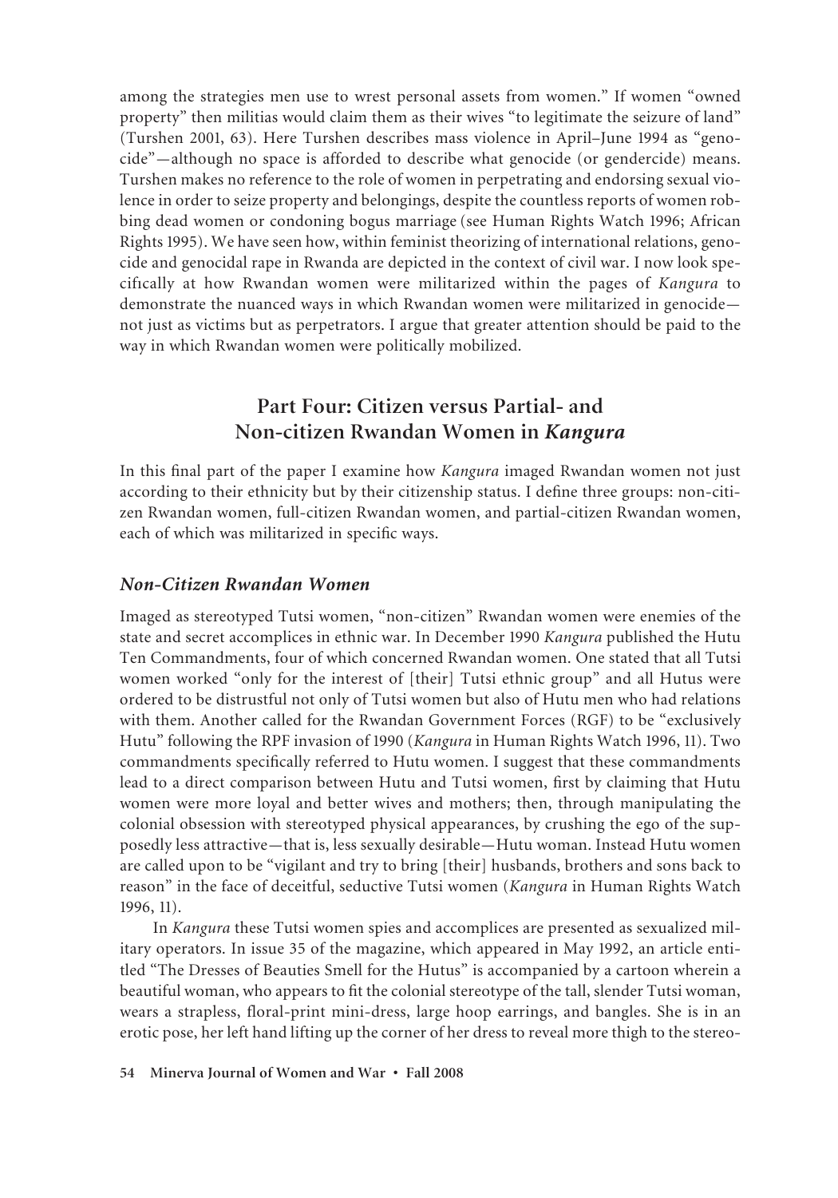among the strategies men use to wrest personal assets from women." If women "owned property" then militias would claim them as their wives "to legitimate the seizure of land" (Turshen 2001, 63). Here Turshen describes mass violence in April–June 1994 as "genocide"—although no space is afforded to describe what genocide (or gendercide) means. Turshen makes no reference to the role of women in perpetrating and endorsing sexual violence in order to seize property and belongings, despite the countless reports of women robbing dead women or condoning bogus marriage (see Human Rights Watch 1996; African Rights 1995). We have seen how, within feminist theorizing of international relations, genocide and genocidal rape in Rwanda are depicted in the context of civil war. I now look specifically at how Rwandan women were militarized within the pages of *Kangura* to demonstrate the nuanced ways in which Rwandan women were militarized in genocide—not just as victims but as perpetrators. I argue that greater attention should be paid to the way in which Rwandan women were politically mobilized.

## Part Four: Citizen versus Partial- and Non-citizen Rwandan Women in *Kangura*

In this final part of the paper I examine how *Kangura* imaged Rwandan women not just according to their ethnicity but by their citizenship status. I define three groups: non-citizen Rwandan women, full-citizen Rwandan women, and partial-citizen Rwandan women, each of which was militarized in specific ways.

### *Non-Citizen Rwandan Women*

Imaged as stereotyped Tutsi women, "non-citizen" Rwandan women were enemies of the state and secret accomplices in ethnic war. In December 1990 *Kangura* published the Hutu Ten Commandments, four of which concerned Rwandan women. One stated that all Tutsi women worked "only for the interest of [their] Tutsi ethnic group" and all Hutus were ordered to be distrustful not only of Tutsi women but also of Hutu men who had relations with them. Another called for the Rwandan Government Forces (RGF) to be "exclusively Hutu" following the RPF invasion of 1990 (*Kangura* in Human Rights Watch 1996, 11). Two commandments specifically referred to Hutu women. I suggest that these commandments lead to a direct comparison between Hutu and Tutsi women, first by claiming that Hutu women were more loyal and better wives and mothers; then, through manipulating the colonial obsession with stereotyped physical appearances, by crushing the ego of the supposedly less attractive—that is, less sexually desirable—Hutu woman. Instead Hutu women are called upon to be "vigilant and try to bring [their] husbands, brothers and sons back to reason" in the face of deceitful, seductive Tutsi women (*Kangura* in Human Rights Watch 1996, 11).

In *Kangura* these Tutsi women spies and accomplices are presented as sexualized military operators. In issue 35 of the magazine, which appeared in May 1992, an article entitled "The Dresses of Beauties Smell for the Hutus" is accompanied by a cartoon wherein a beautiful woman, who appears to fit the colonial stereotype of the tall, slender Tutsi woman, wears a strapless, floral-print mini-dress, large hoop earrings, and bangles. She is in an erotic pose, her left hand lifting up the corner of her dress to reveal more thigh to the stereo-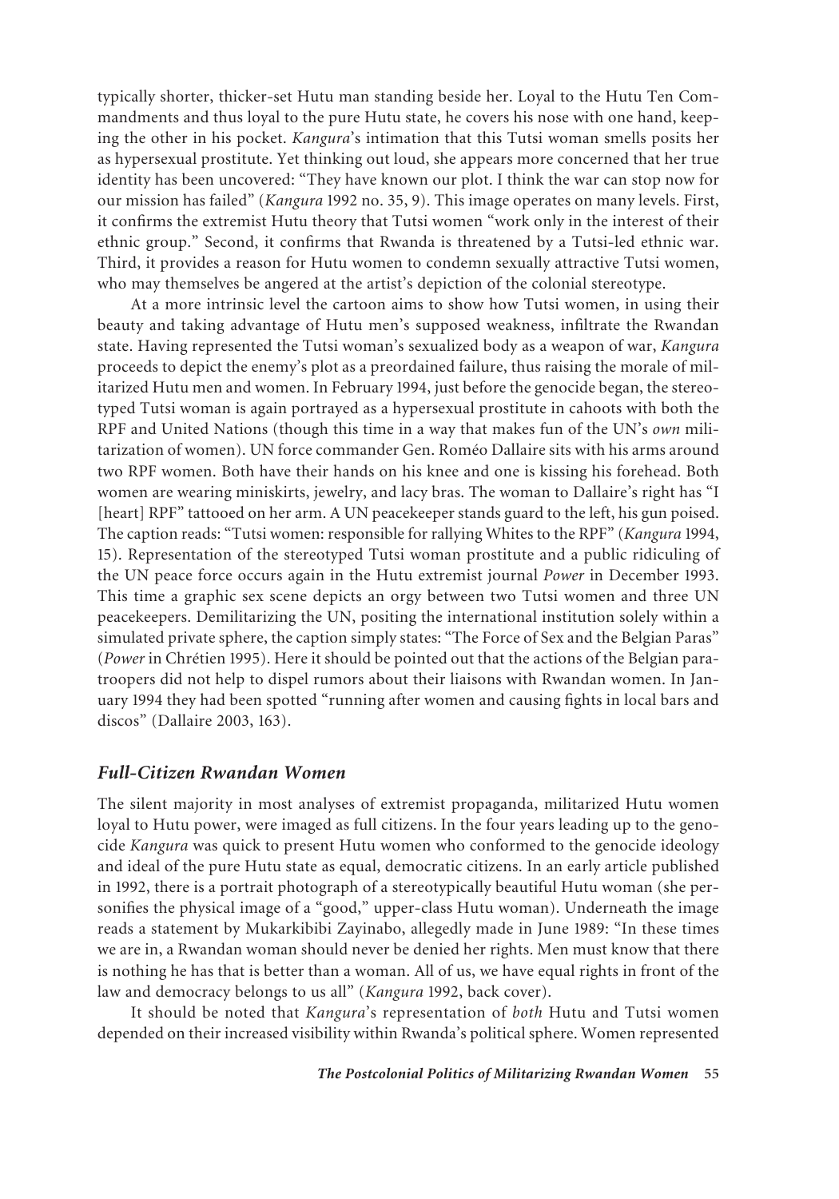typically shorter, thicker-set Hutu man standing beside her. Loyal to the Hutu Ten Commandments and thus loyal to the pure Hutu state, he covers his nose with one hand, keeping the other in his pocket. *Kangura*'s intimation that this Tutsi woman smells posits her as hypersexual prostitute. Yet thinking out loud, she appears more concerned that her true identity has been uncovered: "They have known our plot. I think the war can stop now for our mission has failed" (*Kangura* 1992 no. 35, 9). This image operates on many levels. First, it confirms the extremist Hutu theory that Tutsi women "work only in the interest of their ethnic group." Second, it confirms that Rwanda is threatened by a Tutsi-led ethnic war. Third, it provides a reason for Hutu women to condemn sexually attractive Tutsi women, who may themselves be angered at the artist's depiction of the colonial stereotype.

At a more intrinsic level the cartoon aims to show how Tutsi women, in using their beauty and taking advantage of Hutu men's supposed weakness, infiltrate the Rwandan state. Having represented the Tutsi woman's sexualized body as a weapon of war, *Kangura* proceeds to depict the enemy's plot as a preordained failure, thus raising the morale of militarized Hutu men and women. In February 1994, just before the genocide began, the stereotyped Tutsi woman is again portrayed as a hypersexual prostitute in cahoots with both the RPF and United Nations (though this time in a way that makes fun of the UN's *own* militarization of women). UN force commander Gen. Roméo Dallaire sits with his arms around two RPF women. Both have their hands on his knee and one is kissing his forehead. Both women are wearing miniskirts, jewelry, and lacy bras. The woman to Dallaire's right has "I [heart] RPF" tattooed on her arm. A UN peacekeeper stands guard to the left, his gun poised. The caption reads: "Tutsi women: responsible for rallying Whites to the RPF" (*Kangura* 1994, 15). Representation of the stereotyped Tutsi woman prostitute and a public ridiculing of the UN peace force occurs again in the Hutu extremist journal *Power* in December 1993. This time a graphic sex scene depicts an orgy between two Tutsi women and three UN peacekeepers. Demilitarizing the UN, positing the international institution solely within a simulated private sphere, the caption simply states: "The Force of Sex and the Belgian Paras" (*Power* in Chrétien 1995). Here it should be pointed out that the actions of the Belgian paratroopers did not help to dispel rumors about their liaisons with Rwandan women. In January 1994 they had been spotted "running after women and causing fights in local bars and discos" (Dallaire 2003, 163).

### *Full-Citizen Rwandan Women*

The silent majority in most analyses of extremist propaganda, militarized Hutu women loyal to Hutu power, were imaged as full citizens. In the four years leading up to the genocide *Kangura* was quick to present Hutu women who conformed to the genocide ideology and ideal of the pure Hutu state as equal, democratic citizens. In an early article published in 1992, there is a portrait photograph of a stereotypically beautiful Hutu woman (she personifies the physical image of a "good," upper-class Hutu woman). Underneath the image reads a statement by Mukarkibibi Zayinabo, allegedly made in June 1989: "In these times we are in, a Rwandan woman should never be denied her rights. Men must know that there is nothing he has that is better than a woman. All of us, we have equal rights in front of the law and democracy belongs to us all" (*Kangura* 1992, back cover).

It should be noted that *Kangura*'s representation of *both* Hutu and Tutsi women depended on their increased visibility within Rwanda's political sphere. Women represented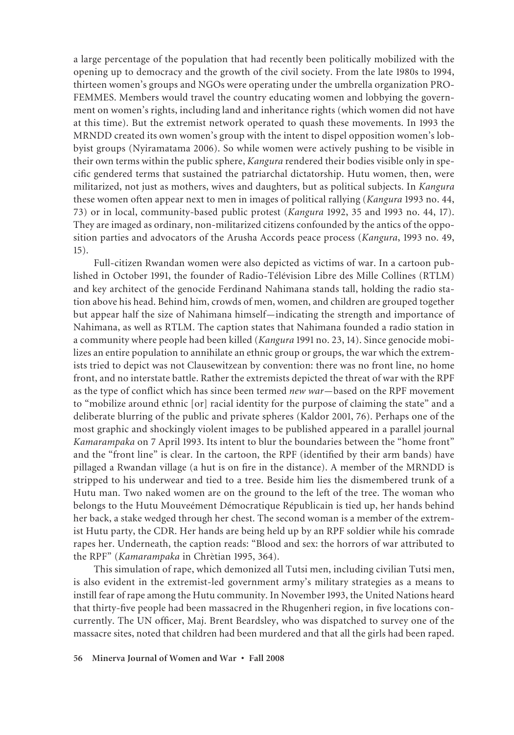a large percentage of the population that had recently been politically mobilized with the opening up to democracy and the growth of the civil society. From the late 1980s to 1994, thirteen women's groups and NGOs were operating under the umbrella organization PRO-FEMMES. Members would travel the country educating women and lobbying the government on women's rights, including land and inheritance rights (which women did not have at this time). But the extremist network operated to quash these movements. In 1993 the MRNDD created its own women's group with the intent to dispel opposition women's lobbyist groups (Nyiramatama 2006). So while women were actively pushing to be visible in their own terms within the public sphere, *Kangura* rendered their bodies visible only in specific gendered terms that sustained the patriarchal dictatorship. Hutu women, then, were militarized, not just as mothers, wives and daughters, but as political subjects. In *Kangura* these women often appear next to men in images of political rallying (*Kangura* 1993 no. 44, 73) or in local, community-based public protest (*Kangura* 1992, 35 and 1993 no. 44, 17). They are imaged as ordinary, non-militarized citizens confounded by the antics of the opposition parties and advocators of the Arusha Accords peace process (*Kangura*, 1993 no. 49, 15).

Full-citizen Rwandan women were also depicted as victims of war. In a cartoon published in October 1991, the founder of Radio-Télévision Libre des Mille Collines (RTLM) and key architect of the genocide Ferdinand Nahimana stands tall, holding the radio station above his head. Behind him, crowds of men, women, and children are grouped together but appear half the size of Nahimana himself—indicating the strength and importance of Nahimana, as well as RTLM. The caption states that Nahimana founded a radio station in a community where people had been killed (*Kangura* 1991 no. 23, 14). Since genocide mobilizes an entire population to annihilate an ethnic group or groups, the war which the extremists tried to depict was not Clausewitzean by convention: there was no front line, no home front, and no interstate battle. Rather the extremists depicted the threat of war with the RPF as the type of conflict which has since been termed *new war*—based on the RPF movement to "mobilize around ethnic [or] racial identity for the purpose of claiming the state" and a deliberate blurring of the public and private spheres (Kaldor 2001, 76). Perhaps one of the most graphic and shockingly violent images to be published appeared in a parallel journal *Kamarampaka* on 7 April 1993. Its intent to blur the boundaries between the "home front" and the "front line" is clear. In the cartoon, the RPF (identified by their arm bands) have pillaged a Rwandan village (a hut is on fire in the distance). A member of the MRNDD is stripped to his underwear and tied to a tree. Beside him lies the dismembered trunk of a Hutu man. Two naked women are on the ground to the left of the tree. The woman who belongs to the Hutu Mouveément Démocratique Républicain is tied up, her hands behind her back, a stake wedged through her chest. The second woman is a member of the extremist Hutu party, the CDR. Her hands are being held up by an RPF soldier while his comrade rapes her. Underneath, the caption reads: "Blood and sex: the horrors of war attributed to the RPF" (*Kamarampaka* in Chrètian 1995, 364).

This simulation of rape, which demonized all Tutsi men, including civilian Tutsi men, is also evident in the extremist-led government army's military strategies as a means to instill fear of rape among the Hutu community. In November 1993, the United Nations heard that thirty-five people had been massacred in the Rhugenheri region, in five locations concurrently. The UN officer, Maj. Brent Beardsley, who was dispatched to survey one of the massacre sites, noted that children had been murdered and that all the girls had been raped.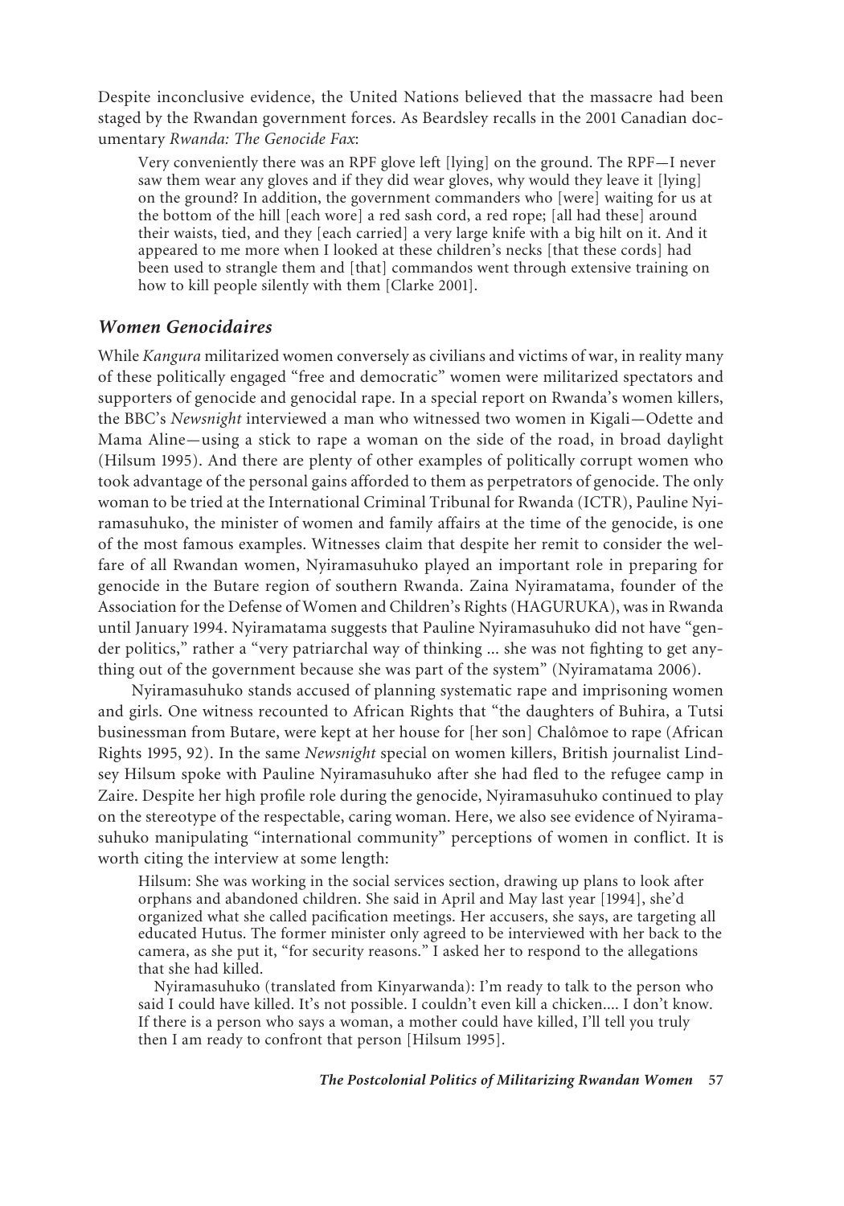Despite inconclusive evidence, the United Nations believed that the massacre had been staged by the Rwandan government forces. As Beardsley recalls in the 2001 Canadian documentary *Rwanda: The Genocide Fax*:

> Very conveniently there was an RPF glove left [lying] on the ground. The RPF—I never saw them wear any gloves and if they did wear gloves, why would they leave it [lying] on the ground? In addition, the government commanders who [were] waiting for us at the bottom of the hill [each wore] a red sash cord, a red rope; [all had these] around their waists, tied, and they [each carried] a very large knife with a big hilt on it. And it appeared to me more when I looked at these children's necks [that these cords] had been used to strangle them and [that] commandos went through extensive training on how to kill people silently with them [Clarke 2001].

## *Women Genocidaires*

While *Kangura* militarized women conversely as civilians and victims of war, in reality many of these politically engaged "free and democratic" women were militarized spectators and supporters of genocide and genocidal rape. In a special report on Rwanda's women killers, the BBC's *Newsnight* interviewed a man who witnessed two women in Kigali—Odette and Mama Aline—using a stick to rape a woman on the side of the road, in broad daylight (Hilsum 1995). And there are plenty of other examples of politically corrupt women who took advantage of the personal gains afforded to them as perpetrators of genocide. The only woman to be tried at the International Criminal Tribunal for Rwanda (ICTR), Pauline Nyiramasuhuko, the minister of women and family affairs at the time of the genocide, is one of the most famous examples. Witnesses claim that despite her remit to consider the welfare of all Rwandan women, Nyiramasuhuko played an important role in preparing for genocide in the Butare region of southern Rwanda. Zaina Nyiramatama, founder of the Association for the Defense of Women and Children's Rights (HAGURUKA), was in Rwanda until January 1994. Nyiramatama suggests that Pauline Nyiramasuhuko did not have "gender politics," rather a "very patriarchal way of thinking ... she was not fighting to get anything out of the government because she was part of the system" (Nyiramatama 2006).

Nyiramasuhuko stands accused of planning systematic rape and imprisoning women and girls. One witness recounted to African Rights that "the daughters of Buhira, a Tutsi businessman from Butare, were kept at her house for [her son] Chalômoe to rape (African Rights 1995, 92). In the same *Newsnight* special on women killers, British journalist Lindsey Hilsum spoke with Pauline Nyiramasuhuko after she had fled to the refugee camp in Zaire. Despite her high profile role during the genocide, Nyiramasuhuko continued to play on the stereotype of the respectable, caring woman. Here, we also see evidence of Nyiramasuhuko manipulating "international community" perceptions of women in conflict. It is worth citing the interview at some length:

> Hilsum: She was working in the social services section, drawing up plans to look after orphans and abandoned children. She said in April and May last year [1994], she'd organized what she called pacification meetings. Her accusers, she says, are targeting all educated Hutus. The former minister only agreed to be interviewed with her back to the camera, as she put it, "for security reasons." I asked her to respond to the allegations that she had killed.
>
> Nyiramasuhuko (translated from Kinyarwanda): I'm ready to talk to the person who said I could have killed. It's not possible. I couldn't even kill a chicken.... I don't know. If there is a person who says a woman, a mother could have killed, I'll tell you truly then I am ready to confront that person [Hilsum 1995].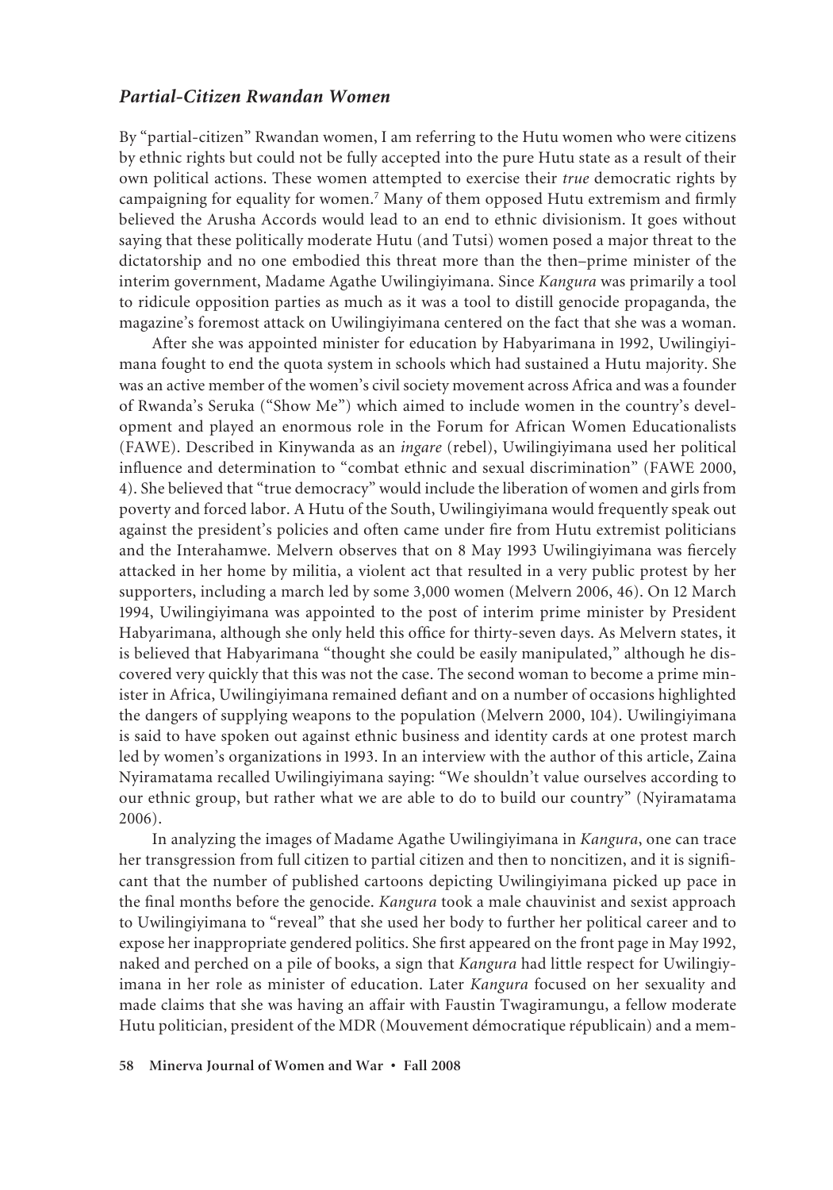### *Partial-Citizen Rwandan Women*

By "partial-citizen" Rwandan women, I am referring to the Hutu women who were citizens by ethnic rights but could not be fully accepted into the pure Hutu state as a result of their own political actions. These women attempted to exercise their *true* democratic rights by campaigning for equality for women.[7] Many of them opposed Hutu extremism and firmly believed the Arusha Accords would lead to an end to ethnic divisionism. It goes without saying that these politically moderate Hutu (and Tutsi) women posed a major threat to the dictatorship and no one embodied this threat more than the then–prime minister of the interim government, Madame Agathe Uwilingiyimana. Since *Kangura* was primarily a tool to ridicule opposition parties as much as it was a tool to distill genocide propaganda, the magazine's foremost attack on Uwilingiyimana centered on the fact that she was a woman.

After she was appointed minister for education by Habyarimana in 1992, Uwilingiyimana fought to end the quota system in schools which had sustained a Hutu majority. She was an active member of the women's civil society movement across Africa and was a founder of Rwanda's Seruka ("Show Me") which aimed to include women in the country's development and played an enormous role in the Forum for African Women Educationalists (FAWE). Described in Kinywanda as an *ingare* (rebel), Uwilingiyimana used her political influence and determination to "combat ethnic and sexual discrimination" (FAWE 2000, 4). She believed that "true democracy" would include the liberation of women and girls from poverty and forced labor. A Hutu of the South, Uwilingiyimana would frequently speak out against the president's policies and often came under fire from Hutu extremist politicians and the Interahamwe. Melvern observes that on 8 May 1993 Uwilingiyimana was fiercely attacked in her home by militia, a violent act that resulted in a very public protest by her supporters, including a march led by some 3,000 women (Melvern 2006, 46). On 12 March 1994, Uwilingiyimana was appointed to the post of interim prime minister by President Habyarimana, although she only held this office for thirty-seven days. As Melvern states, it is believed that Habyarimana "thought she could be easily manipulated," although he discovered very quickly that this was not the case. The second woman to become a prime minister in Africa, Uwilingiyimana remained defiant and on a number of occasions highlighted the dangers of supplying weapons to the population (Melvern 2000, 104). Uwilingiyimana is said to have spoken out against ethnic business and identity cards at one protest march led by women's organizations in 1993. In an interview with the author of this article, Zaina Nyiramatama recalled Uwilingiyimana saying: "We shouldn't value ourselves according to our ethnic group, but rather what we are able to do to build our country" (Nyiramatama 2006).

In analyzing the images of Madame Agathe Uwilingiyimana in *Kangura*, one can trace her transgression from full citizen to partial citizen and then to noncitizen, and it is significant that the number of published cartoons depicting Uwilingiyimana picked up pace in the final months before the genocide. *Kangura* took a male chauvinist and sexist approach to Uwilingiyimana to "reveal" that she used her body to further her political career and to expose her inappropriate gendered politics. She first appeared on the front page in May 1992, naked and perched on a pile of books, a sign that *Kangura* had little respect for Uwilingiyimana in her role as minister of education. Later *Kangura* focused on her sexuality and made claims that she was having an affair with Faustin Twagiramungu, a fellow moderate Hutu politician, president of the MDR (Mouvement démocratique républicain) and a mem-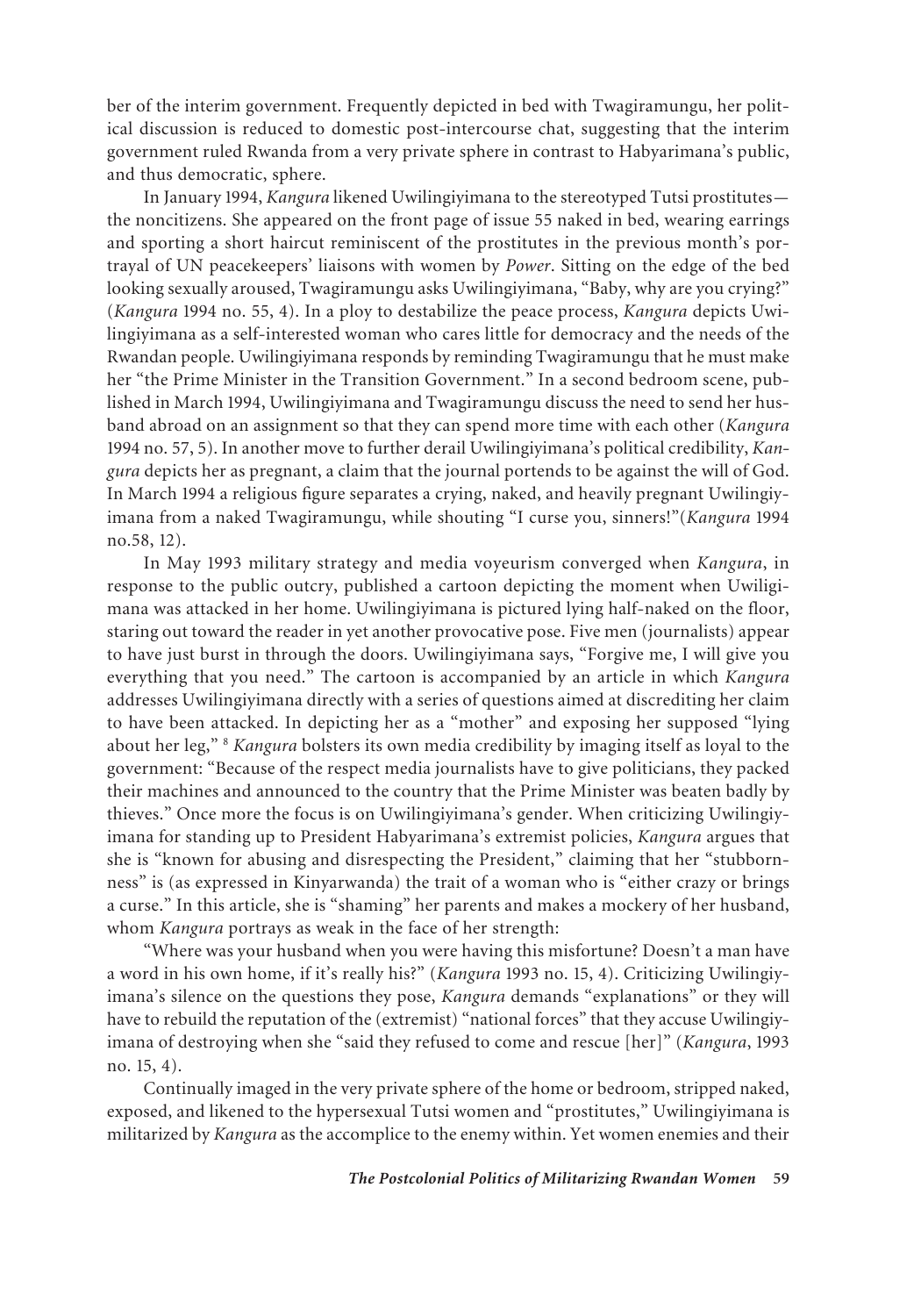ber of the interim government. Frequently depicted in bed with Twagiramungu, her political discussion is reduced to domestic post-intercourse chat, suggesting that the interim government ruled Rwanda from a very private sphere in contrast to Habyarimana's public, and thus democratic, sphere.

In January 1994, *Kangura* likened Uwilingiyimana to the stereotyped Tutsi prostitutes—the noncitizens. She appeared on the front page of issue 55 naked in bed, wearing earrings and sporting a short haircut reminiscent of the prostitutes in the previous month's portrayal of UN peacekeepers' liaisons with women by *Power*. Sitting on the edge of the bed looking sexually aroused, Twagiramungu asks Uwilingiyimana, "Baby, why are you crying?" (*Kangura* 1994 no. 55, 4). In a ploy to destabilize the peace process, *Kangura* depicts Uwilingiyimana as a self-interested woman who cares little for democracy and the needs of the Rwandan people. Uwilingiyimana responds by reminding Twagiramungu that he must make her "the Prime Minister in the Transition Government." In a second bedroom scene, published in March 1994, Uwilingiyimana and Twagiramungu discuss the need to send her husband abroad on an assignment so that they can spend more time with each other (*Kangura* 1994 no. 57, 5). In another move to further derail Uwilingiyimana's political credibility, *Kangura* depicts her as pregnant, a claim that the journal portends to be against the will of God. In March 1994 a religious figure separates a crying, naked, and heavily pregnant Uwilingiyimana from a naked Twagiramungu, while shouting "I curse you, sinners!"(*Kangura* 1994 no.58, 12).

In May 1993 military strategy and media voyeurism converged when *Kangura*, in response to the public outcry, published a cartoon depicting the moment when Uwiligimana was attacked in her home. Uwilingiyimana is pictured lying half-naked on the floor, staring out toward the reader in yet another provocative pose. Five men (journalists) appear to have just burst in through the doors. Uwilingiyimana says, "Forgive me, I will give you everything that you need." The cartoon is accompanied by an article in which *Kangura* addresses Uwilingiyimana directly with a series of questions aimed at discrediting her claim to have been attacked. In depicting her as a "mother" and exposing her supposed "lying about her leg," [8] *Kangura* bolsters its own media credibility by imaging itself as loyal to the government: "Because of the respect media journalists have to give politicians, they packed their machines and announced to the country that the Prime Minister was beaten badly by thieves." Once more the focus is on Uwilingiyimana's gender. When criticizing Uwilingiyimana for standing up to President Habyarimana's extremist policies, *Kangura* argues that she is "known for abusing and disrespecting the President," claiming that her "stubbornness" is (as expressed in Kinyarwanda) the trait of a woman who is "either crazy or brings a curse." In this article, she is "shaming" her parents and makes a mockery of her husband, whom *Kangura* portrays as weak in the face of her strength:

"Where was your husband when you were having this misfortune? Doesn't a man have a word in his own home, if it's really his?" (*Kangura* 1993 no. 15, 4). Criticizing Uwilingiyimana's silence on the questions they pose, *Kangura* demands "explanations" or they will have to rebuild the reputation of the (extremist) "national forces" that they accuse Uwilingiyimana of destroying when she "said they refused to come and rescue [her]" (*Kangura*, 1993 no. 15, 4).

Continually imaged in the very private sphere of the home or bedroom, stripped naked, exposed, and likened to the hypersexual Tutsi women and "prostitutes," Uwilingiyimana is militarized by *Kangura* as the accomplice to the enemy within. Yet women enemies and their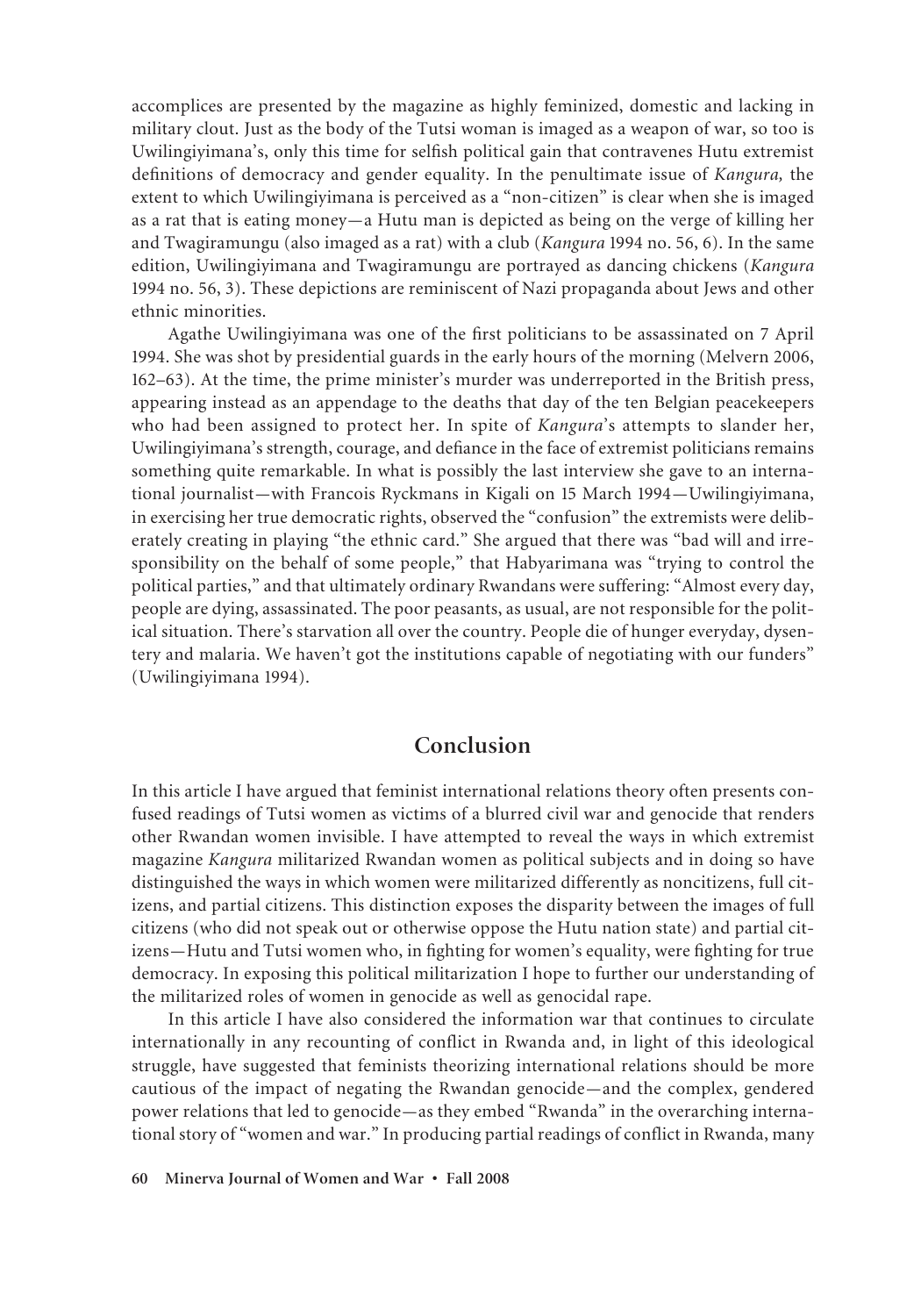accomplices are presented by the magazine as highly feminized, domestic and lacking in military clout. Just as the body of the Tutsi woman is imaged as a weapon of war, so too is Uwilingiyimana's, only this time for selfish political gain that contravenes Hutu extremist definitions of democracy and gender equality. In the penultimate issue of *Kangura,* the extent to which Uwilingiyimana is perceived as a "non-citizen" is clear when she is imaged as a rat that is eating money—a Hutu man is depicted as being on the verge of killing her and Twagiramungu (also imaged as a rat) with a club (*Kangura* 1994 no. 56, 6). In the same edition, Uwilingiyimana and Twagiramungu are portrayed as dancing chickens (*Kangura* 1994 no. 56, 3). These depictions are reminiscent of Nazi propaganda about Jews and other ethnic minorities.

Agathe Uwilingiyimana was one of the first politicians to be assassinated on 7 April 1994. She was shot by presidential guards in the early hours of the morning (Melvern 2006, 162–63). At the time, the prime minister's murder was underreported in the British press, appearing instead as an appendage to the deaths that day of the ten Belgian peacekeepers who had been assigned to protect her. In spite of *Kangura*'s attempts to slander her, Uwilingiyimana's strength, courage, and defiance in the face of extremist politicians remains something quite remarkable. In what is possibly the last interview she gave to an international journalist—with Francois Ryckmans in Kigali on 15 March 1994—Uwilingiyimana, in exercising her true democratic rights, observed the "confusion" the extremists were deliberately creating in playing "the ethnic card." She argued that there was "bad will and irresponsibility on the behalf of some people," that Habyarimana was "trying to control the political parties," and that ultimately ordinary Rwandans were suffering: "Almost every day, people are dying, assassinated. The poor peasants, as usual, are not responsible for the political situation. There's starvation all over the country. People die of hunger everyday, dysentery and malaria. We haven't got the institutions capable of negotiating with our funders" (Uwilingiyimana 1994).

## Conclusion

In this article I have argued that feminist international relations theory often presents confused readings of Tutsi women as victims of a blurred civil war and genocide that renders other Rwandan women invisible. I have attempted to reveal the ways in which extremist magazine *Kangura* militarized Rwandan women as political subjects and in doing so have distinguished the ways in which women were militarized differently as noncitizens, full citizens, and partial citizens. This distinction exposes the disparity between the images of full citizens (who did not speak out or otherwise oppose the Hutu nation state) and partial citizens—Hutu and Tutsi women who, in fighting for women's equality, were fighting for true democracy. In exposing this political militarization I hope to further our understanding of the militarized roles of women in genocide as well as genocidal rape.

In this article I have also considered the information war that continues to circulate internationally in any recounting of conflict in Rwanda and, in light of this ideological struggle, have suggested that feminists theorizing international relations should be more cautious of the impact of negating the Rwandan genocide—and the complex, gendered power relations that led to genocide—as they embed "Rwanda" in the overarching international story of "women and war." In producing partial readings of conflict in Rwanda, many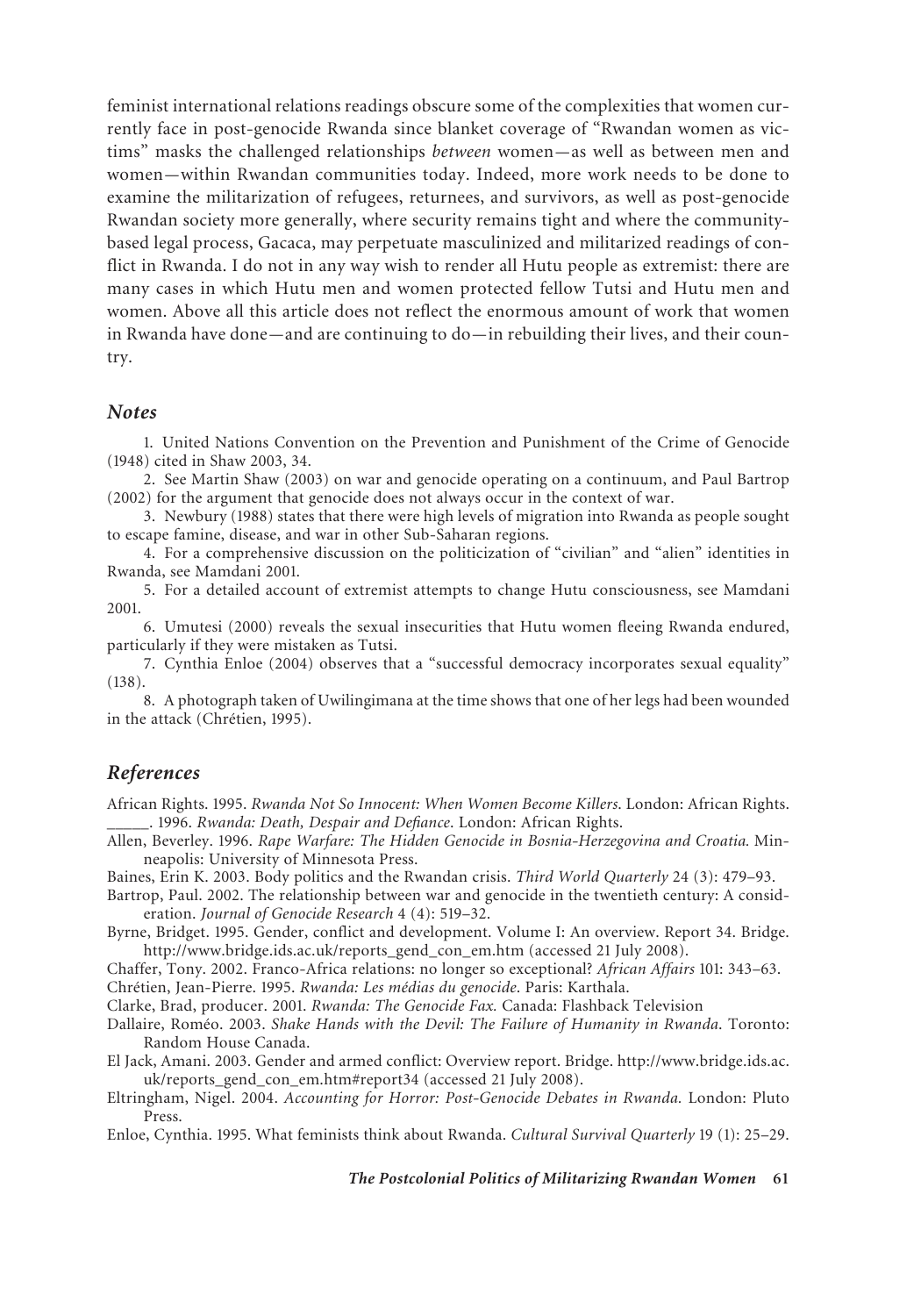feminist international relations readings obscure some of the complexities that women currently face in post-genocide Rwanda since blanket coverage of "Rwandan women as victims" masks the challenged relationships *between* women—as well as between men and women—within Rwandan communities today. Indeed, more work needs to be done to examine the militarization of refugees, returnees, and survivors, as well as post-genocide Rwandan society more generally, where security remains tight and where the community-based legal process, Gacaca, may perpetuate masculinized and militarized readings of conflict in Rwanda. I do not in any way wish to render all Hutu people as extremist: there are many cases in which Hutu men and women protected fellow Tutsi and Hutu men and women. Above all this article does not reflect the enormous amount of work that women in Rwanda have done—and are continuing to do—in rebuilding their lives, and their country.

## *Notes*

1. United Nations Convention on the Prevention and Punishment of the Crime of Genocide (1948) cited in Shaw 2003, 34.
2. See Martin Shaw (2003) on war and genocide operating on a continuum, and Paul Bartrop (2002) for the argument that genocide does not always occur in the context of war.
3. Newbury (1988) states that there were high levels of migration into Rwanda as people sought to escape famine, disease, and war in other Sub-Saharan regions.
4. For a comprehensive discussion on the politicization of "civilian" and "alien" identities in Rwanda, see Mamdani 2001.
5. For a detailed account of extremist attempts to change Hutu consciousness, see Mamdani 2001.
6. Umutesi (2000) reveals the sexual insecurities that Hutu women fleeing Rwanda endured, particularly if they were mistaken as Tutsi.
7. Cynthia Enloe (2004) observes that a "successful democracy incorporates sexual equality" (138).
8. A photograph taken of Uwilingimana at the time shows that one of her legs had been wounded in the attack (Chrétien, 1995).

## *References*

African Rights. 1995. *Rwanda Not So Innocent: When Women Become Killers*. London: African Rights.

_____. 1996. *Rwanda: Death, Despair and Defiance*. London: African Rights.

Allen, Beverley. 1996. *Rape Warfare: The Hidden Genocide in Bosnia-Herzegovina and Croatia*. Minneapolis: University of Minnesota Press.

Baines, Erin K. 2003. Body politics and the Rwandan crisis. *Third World Quarterly* 24 (3): 479–93.

Bartrop, Paul. 2002. The relationship between war and genocide in the twentieth century: A consideration. *Journal of Genocide Research* 4 (4): 519–32.

Byrne, Bridget. 1995. Gender, conflict and development. Volume I: An overview. Report 34. Bridge. http://www.bridge.ids.ac.uk/reports_gend_con_em.htm (accessed 21 July 2008).

Chaffer, Tony. 2002. Franco-Africa relations: no longer so exceptional? *African Affairs* 101: 343–63.

Chrétien, Jean-Pierre. 1995. *Rwanda: Les médias du genocide*. Paris: Karthala.

Clarke, Brad, producer. 2001. *Rwanda: The Genocide Fax.* Canada: Flashback Television

Dallaire, Roméo. 2003. *Shake Hands with the Devil: The Failure of Humanity in Rwanda*. Toronto: Random House Canada.

El Jack, Amani. 2003. Gender and armed conflict: Overview report. Bridge. http://www.bridge.ids.ac.uk/reports_gend_con_em.htm#report34 (accessed 21 July 2008).

Eltringham, Nigel. 2004. *Accounting for Horror: Post-Genocide Debates in Rwanda.* London: Pluto Press.

Enloe, Cynthia. 1995. What feminists think about Rwanda. *Cultural Survival Quarterly* 19 (1): 25–29.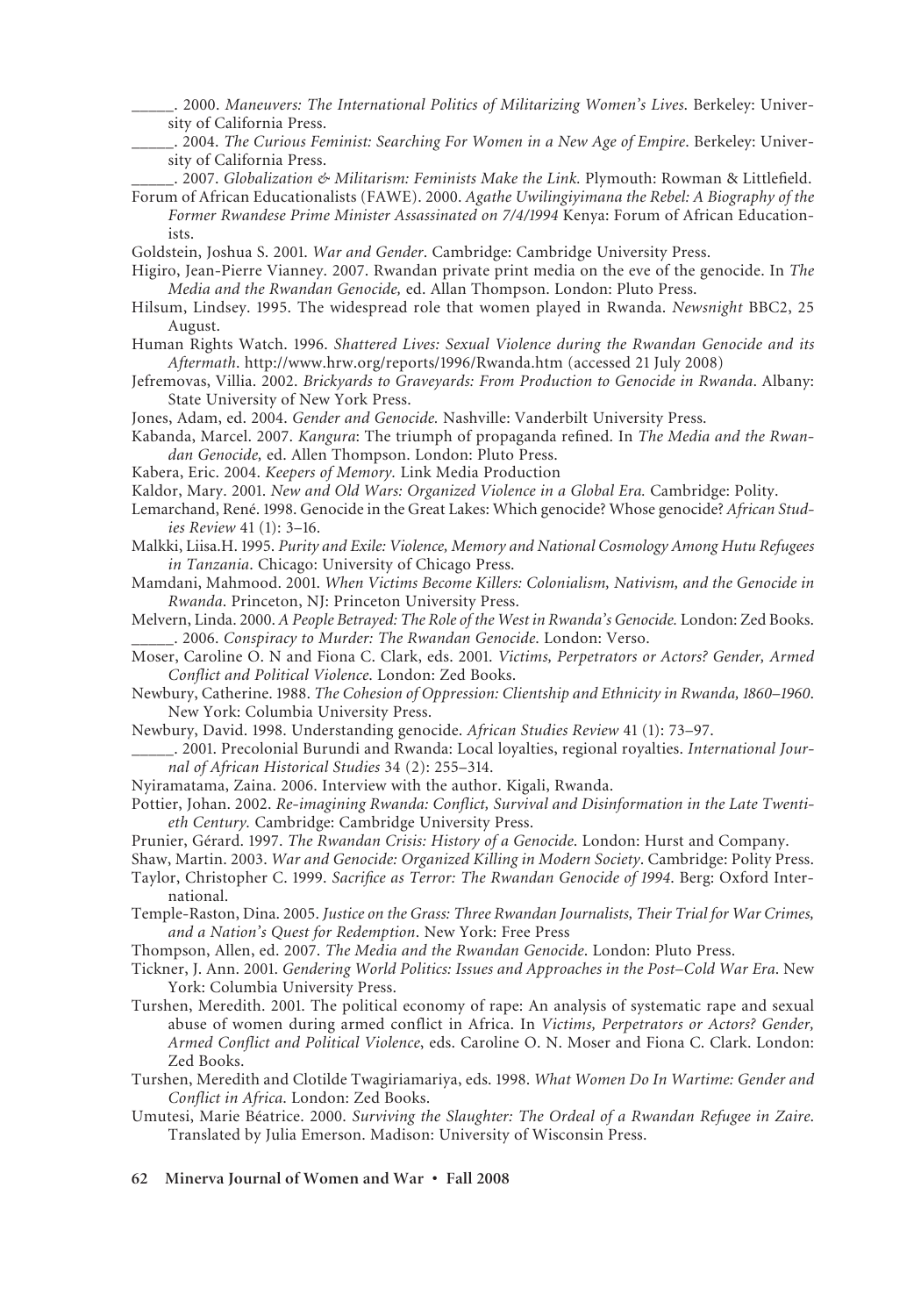______. 2000. *Maneuvers: The International Politics of Militarizing Women's Lives.* Berkeley: University of California Press.

______. 2004. *The Curious Feminist: Searching For Women in a New Age of Empire*. Berkeley: University of California Press.

______. 2007. *Globalization & Militarism: Feminists Make the Link.* Plymouth: Rowman & Littlefield.

Forum of African Educationalists (FAWE). 2000. *Agathe Uwilingiyimana the Rebel: A Biography of the Former Rwandese Prime Minister Assassinated on 7/4/1994* Kenya: Forum of African Educationists.

Goldstein, Joshua S. 2001. *War and Gender*. Cambridge: Cambridge University Press.

Higiro, Jean-Pierre Vianney. 2007. Rwandan private print media on the eve of the genocide. In *The Media and the Rwandan Genocide,* ed. Allan Thompson. London: Pluto Press.

Hilsum, Lindsey. 1995. The widespread role that women played in Rwanda. *Newsnight* BBC2, 25 August.

Human Rights Watch. 1996. *Shattered Lives: Sexual Violence during the Rwandan Genocide and its Aftermath*. http://www.hrw.org/reports/1996/Rwanda.htm (accessed 21 July 2008)

Jefremovas, Villia. 2002. *Brickyards to Graveyards: From Production to Genocide in Rwanda*. Albany: State University of New York Press.

Jones, Adam, ed. 2004. *Gender and Genocide.* Nashville: Vanderbilt University Press.

Kabanda, Marcel. 2007. *Kangura*: The triumph of propaganda refined. In *The Media and the Rwandan Genocide,* ed. Allen Thompson. London: Pluto Press.

Kabera, Eric. 2004. *Keepers of Memory.* Link Media Production

Kaldor, Mary. 2001. *New and Old Wars: Organized Violence in a Global Era.* Cambridge: Polity.

Lemarchand, René. 1998. Genocide in the Great Lakes: Which genocide? Whose genocide? *African Studies Review* 41 (1): 3–16.

Malkki, Liisa.H. 1995. *Purity and Exile: Violence, Memory and National Cosmology Among Hutu Refugees in Tanzania*. Chicago: University of Chicago Press.

Mamdani, Mahmood. 2001. *When Victims Become Killers: Colonialism, Nativism, and the Genocide in Rwanda*. Princeton, NJ: Princeton University Press.

Melvern, Linda. 2000. *A People Betrayed: The Role of the West in Rwanda's Genocide.* London: Zed Books.

______. 2006. *Conspiracy to Murder: The Rwandan Genocide*. London: Verso.

Moser, Caroline O. N and Fiona C. Clark, eds. 2001. *Victims, Perpetrators or Actors? Gender, Armed Conflict and Political Violence*. London: Zed Books.

Newbury, Catherine. 1988. *The Cohesion of Oppression: Clientship and Ethnicity in Rwanda, 1860–1960*. New York: Columbia University Press.

Newbury, David. 1998. Understanding genocide. *African Studies Review* 41 (1): 73–97.

______. 2001. Precolonial Burundi and Rwanda: Local loyalties, regional royalties. *International Journal of African Historical Studies* 34 (2): 255–314.

Nyiramatama, Zaina. 2006. Interview with the author. Kigali, Rwanda.

Pottier, Johan. 2002. *Re-imagining Rwanda: Conflict, Survival and Disinformation in the Late Twentieth Century.* Cambridge: Cambridge University Press.

Prunier, Gérard. 1997. *The Rwandan Crisis: History of a Genocide*. London: Hurst and Company.

Shaw, Martin. 2003. *War and Genocide: Organized Killing in Modern Society*. Cambridge: Polity Press.

Taylor, Christopher C. 1999. *Sacrifice as Terror: The Rwandan Genocide of 1994*. Berg: Oxford International.

Temple-Raston, Dina. 2005. *Justice on the Grass: Three Rwandan Journalists, Their Trial for War Crimes, and a Nation's Quest for Redemption*. New York: Free Press

Thompson, Allen, ed. 2007. *The Media and the Rwandan Genocide*. London: Pluto Press.

Tickner, J. Ann. 2001. *Gendering World Politics: Issues and Approaches in the Post–Cold War Era*. New York: Columbia University Press.

Turshen, Meredith. 2001. The political economy of rape: An analysis of systematic rape and sexual abuse of women during armed conflict in Africa. In *Victims, Perpetrators or Actors? Gender, Armed Conflict and Political Violence*, eds. Caroline O. N. Moser and Fiona C. Clark. London: Zed Books.

Turshen, Meredith and Clotilde Twagiriamariya, eds. 1998. *What Women Do In Wartime: Gender and Conflict in Africa*. London: Zed Books.

Umutesi, Marie Béatrice. 2000. *Surviving the Slaughter: The Ordeal of a Rwandan Refugee in Zaire*. Translated by Julia Emerson. Madison: University of Wisconsin Press.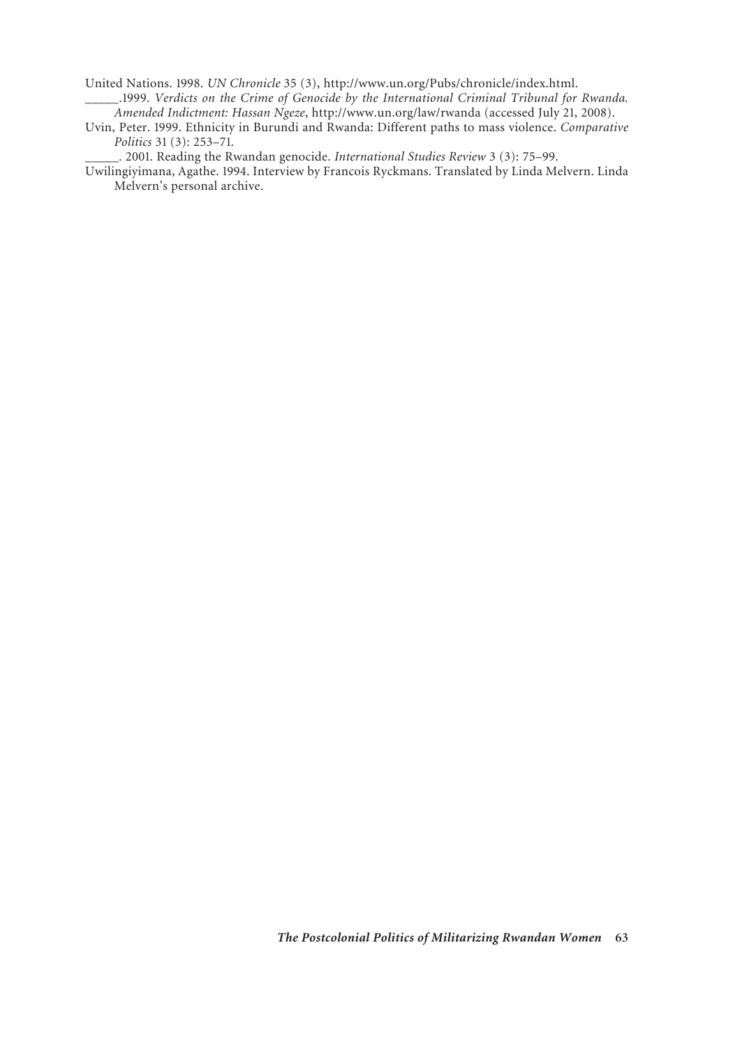United Nations. 1998. *UN Chronicle* 35 (3), http://www.un.org/Pubs/chronicle/index.html.

______.1999. *Verdicts on the Crime of Genocide by the International Criminal Tribunal for Rwanda. Amended Indictment: Hassan Ngeze*, http://www.un.org/law/rwanda (accessed July 21, 2008).

Uvin, Peter. 1999. Ethnicity in Burundi and Rwanda: Different paths to mass violence. *Comparative Politics* 31 (3): 253–71.

______. 2001. Reading the Rwandan genocide. *International Studies Review* 3 (3): 75–99.

Uwilingiyimana, Agathe. 1994. Interview by Francois Ryckmans. Translated by Linda Melvern. Linda Melvern's personal archive.